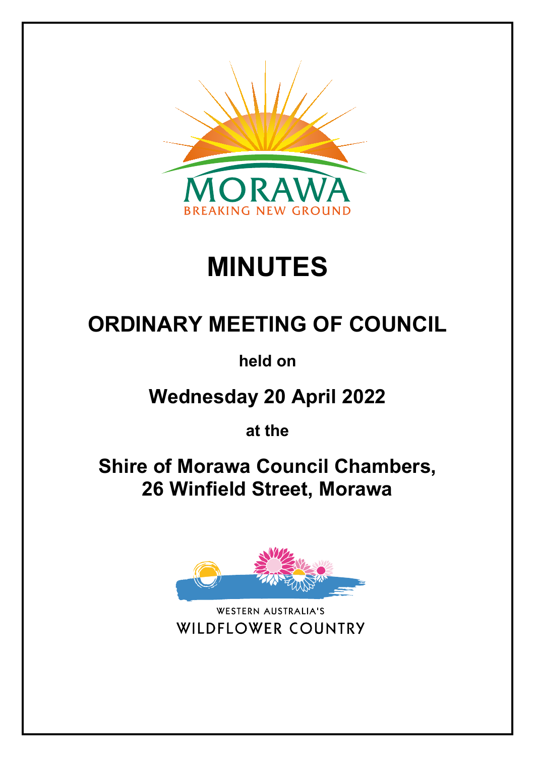MORAWA

BREAKING NEW GROUND

# MINUTES

## ORDINARY MEETING OF COUNCIL

**held on**

## Wednesday 20 April 2022

**at the**

## Shire of Morawa Council Chambers, 26 Winfield Street, Morawa

WESTERN AUSTRALIA'S

WILDFLOWER COUNTRY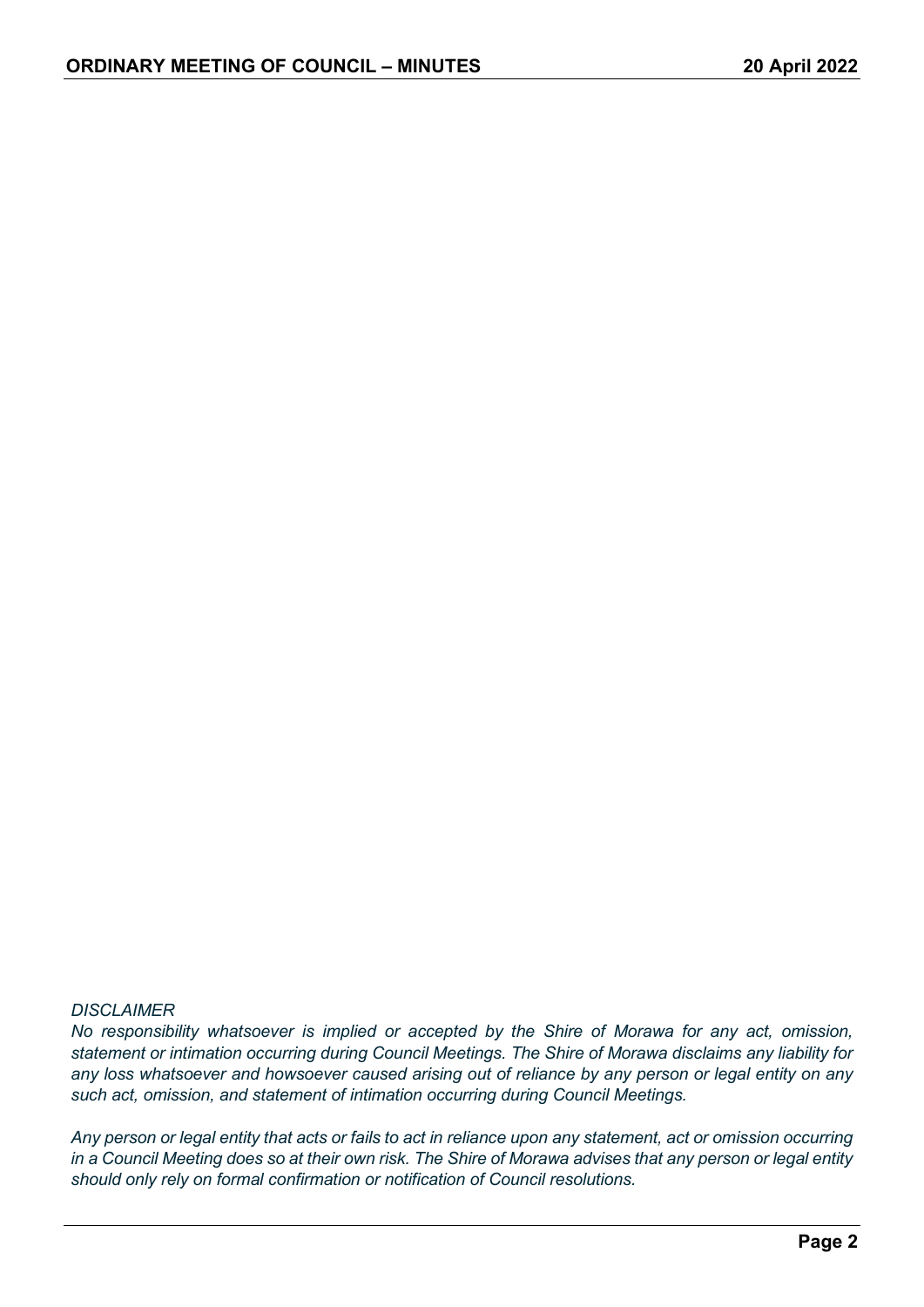*DISCLAIMER*

*No responsibility whatsoever is implied or accepted by the Shire of Morawa for any act, omission, statement or intimation occurring during Council Meetings. The Shire of Morawa disclaims any liability for any loss whatsoever and howsoever caused arising out of reliance by any person or legal entity on any such act, omission, and statement of intimation occurring during Council Meetings.*

*Any person or legal entity that acts or fails to act in reliance upon any statement, act or omission occurring in a Council Meeting does so at their own risk. The Shire of Morawa advises that any person or legal entity should only rely on formal confirmation or notification of Council resolutions.*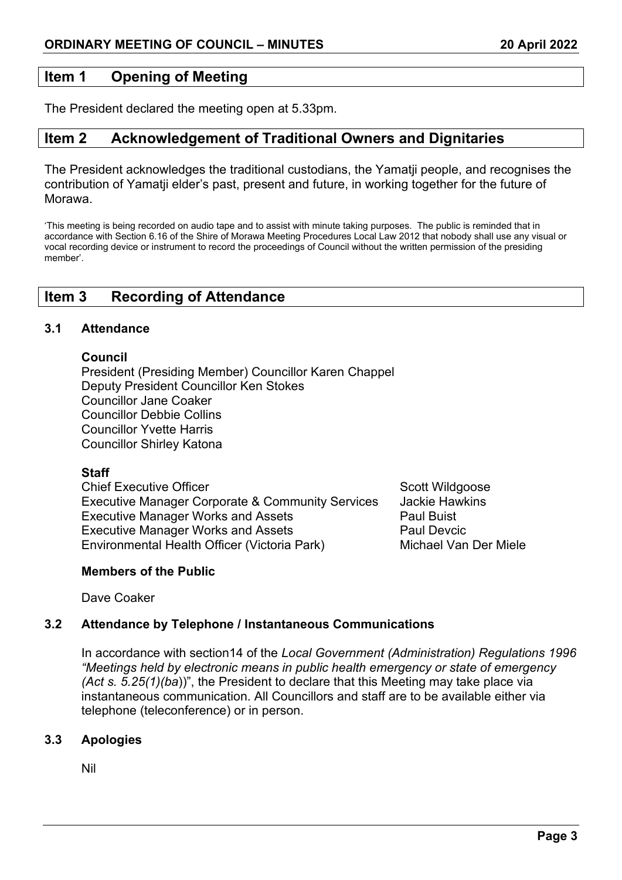## Item 1 Opening of Meeting

The President declared the meeting open at 5.33pm.

## Item 2 Acknowledgement of Traditional Owners and Dignitaries

The President acknowledges the traditional custodians, the Yamatji people, and recognises the contribution of Yamatji elder's past, present and future, in working together for the future of Morawa.

'This meeting is being recorded on audio tape and to assist with minute taking purposes. The public is reminded that in accordance with Section 6.16 of the Shire of Morawa Meeting Procedures Local Law 2012 that nobody shall use any visual or vocal recording device or instrument to record the proceedings of Council without the written permission of the presiding member'.

## Item 3 Recording of Attendance

### 3.1 Attendance

**Council**

President (Presiding Member) Councillor Karen Chappel
Deputy President Councillor Ken Stokes
Councillor Jane Coaker
Councillor Debbie Collins
Councillor Yvette Harris
Councillor Shirley Katona

**Staff**

| | |
|---|---|
| Chief Executive Officer | Scott Wildgoose |
| Executive Manager Corporate & Community Services | Jackie Hawkins |
| Executive Manager Works and Assets | Paul Buist |
| Executive Manager Works and Assets | Paul Devcic |
| Environmental Health Officer (Victoria Park) | Michael Van Der Miele |

**Members of the Public**

Dave Coaker

### 3.2 Attendance by Telephone / Instantaneous Communications

In accordance with section14 of the *Local Government (Administration) Regulations 1996 "Meetings held by electronic means in public health emergency or state of emergency (Act s. 5.25(1)(ba*))", the President to declare that this Meeting may take place via instantaneous communication. All Councillors and staff are to be available either via telephone (teleconference) or in person.

### 3.3 Apologies

Nil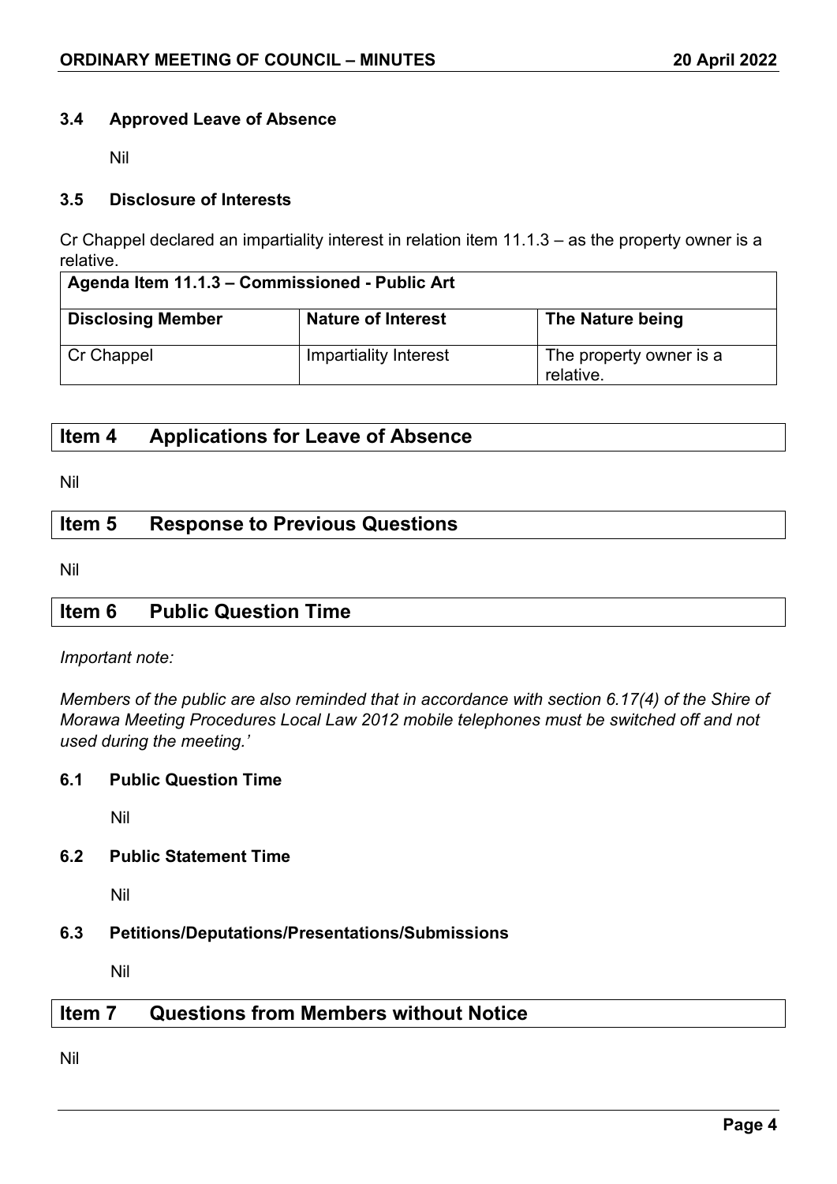### 3.4 Approved Leave of Absence

Nil

### 3.5 Disclosure of Interests

Cr Chappel declared an impartiality interest in relation item 11.1.3 – as the property owner is a relative.

| Agenda Item 11.1.3 – Commissioned - Public Art | | |
|---|---|---|
| **Disclosing Member** | **Nature of Interest** | **The Nature being** |
| Cr Chappel | Impartiality Interest | The property owner is a relative. |

## Item 4 Applications for Leave of Absence

Nil

## Item 5 Response to Previous Questions

Nil

## Item 6 Public Question Time

*Important note:*

*Members of the public are also reminded that in accordance with section 6.17(4) of the Shire of Morawa Meeting Procedures Local Law 2012 mobile telephones must be switched off and not used during the meeting.'*

### 6.1 Public Question Time

Nil

### 6.2 Public Statement Time

Nil

### 6.3 Petitions/Deputations/Presentations/Submissions

Nil

## Item 7 Questions from Members without Notice

Nil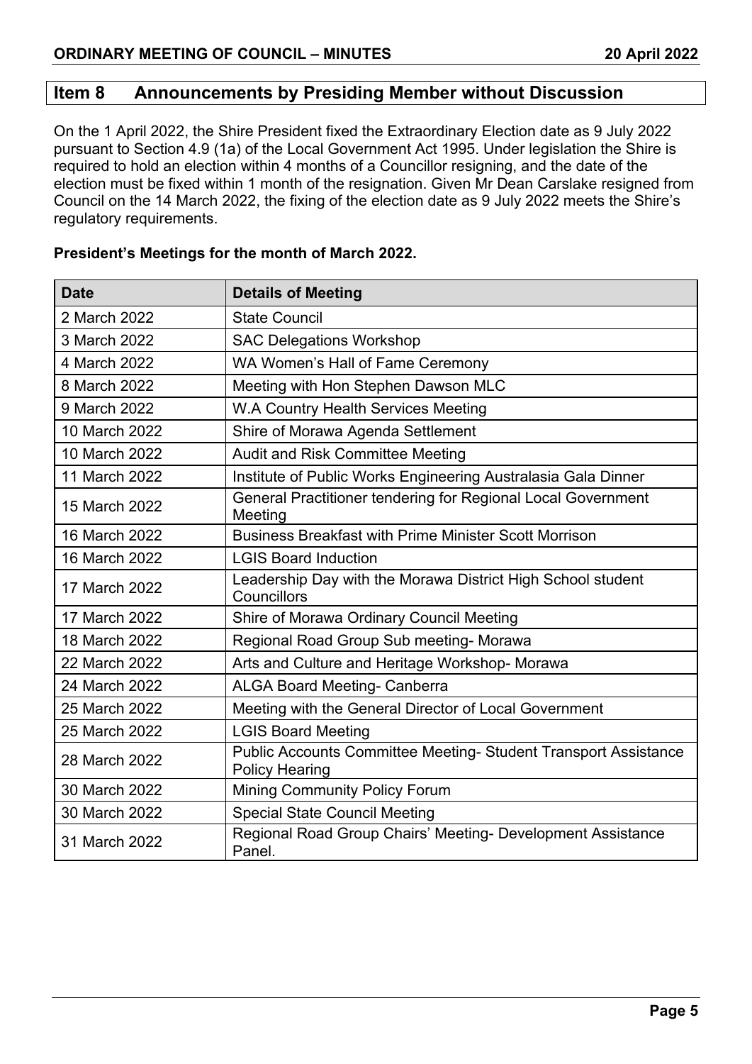## Item 8 Announcements by Presiding Member without Discussion

On the 1 April 2022, the Shire President fixed the Extraordinary Election date as 9 July 2022 pursuant to Section 4.9 (1a) of the Local Government Act 1995. Under legislation the Shire is required to hold an election within 4 months of a Councillor resigning, and the date of the election must be fixed within 1 month of the resignation. Given Mr Dean Carslake resigned from Council on the 14 March 2022, the fixing of the election date as 9 July 2022 meets the Shire's regulatory requirements.

**President's Meetings for the month of March 2022.**

| Date | Details of Meeting |
|---|---|
| 2 March 2022 | State Council |
| 3 March 2022 | SAC Delegations Workshop |
| 4 March 2022 | WA Women's Hall of Fame Ceremony |
| 8 March 2022 | Meeting with Hon Stephen Dawson MLC |
| 9 March 2022 | W.A Country Health Services Meeting |
| 10 March 2022 | Shire of Morawa Agenda Settlement |
| 10 March 2022 | Audit and Risk Committee Meeting |
| 11 March 2022 | Institute of Public Works Engineering Australasia Gala Dinner |
| 15 March 2022 | General Practitioner tendering for Regional Local Government Meeting |
| 16 March 2022 | Business Breakfast with Prime Minister Scott Morrison |
| 16 March 2022 | LGIS Board Induction |
| 17 March 2022 | Leadership Day with the Morawa District High School student Councillors |
| 17 March 2022 | Shire of Morawa Ordinary Council Meeting |
| 18 March 2022 | Regional Road Group Sub meeting- Morawa |
| 22 March 2022 | Arts and Culture and Heritage Workshop- Morawa |
| 24 March 2022 | ALGA Board Meeting- Canberra |
| 25 March 2022 | Meeting with the General Director of Local Government |
| 25 March 2022 | LGIS Board Meeting |
| 28 March 2022 | Public Accounts Committee Meeting- Student Transport Assistance Policy Hearing |
| 30 March 2022 | Mining Community Policy Forum |
| 30 March 2022 | Special State Council Meeting |
| 31 March 2022 | Regional Road Group Chairs' Meeting- Development Assistance Panel. |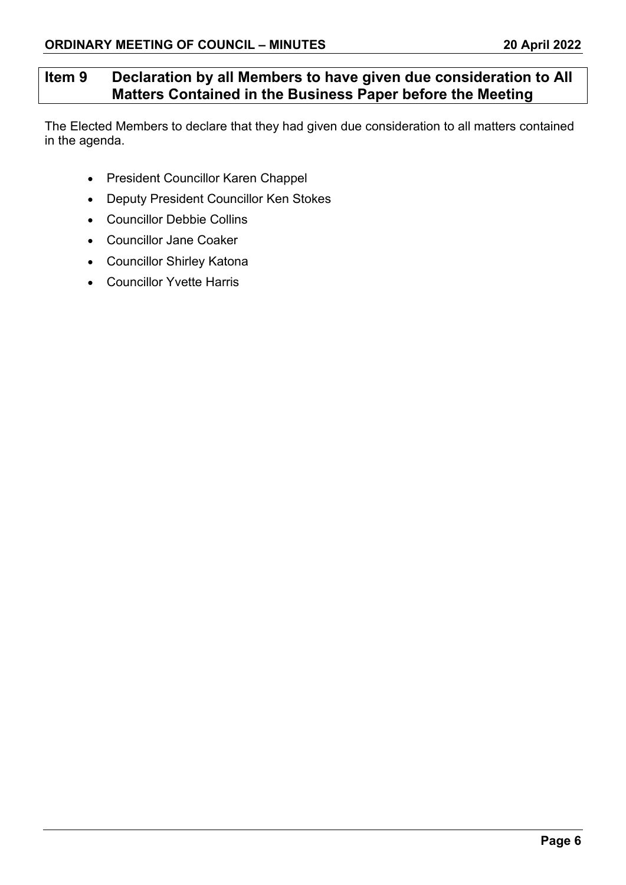## Item 9 Declaration by all Members to have given due consideration to All Matters Contained in the Business Paper before the Meeting

The Elected Members to declare that they had given due consideration to all matters contained in the agenda.

- President Councillor Karen Chappel
- Deputy President Councillor Ken Stokes
- Councillor Debbie Collins
- Councillor Jane Coaker
- Councillor Shirley Katona
- Councillor Yvette Harris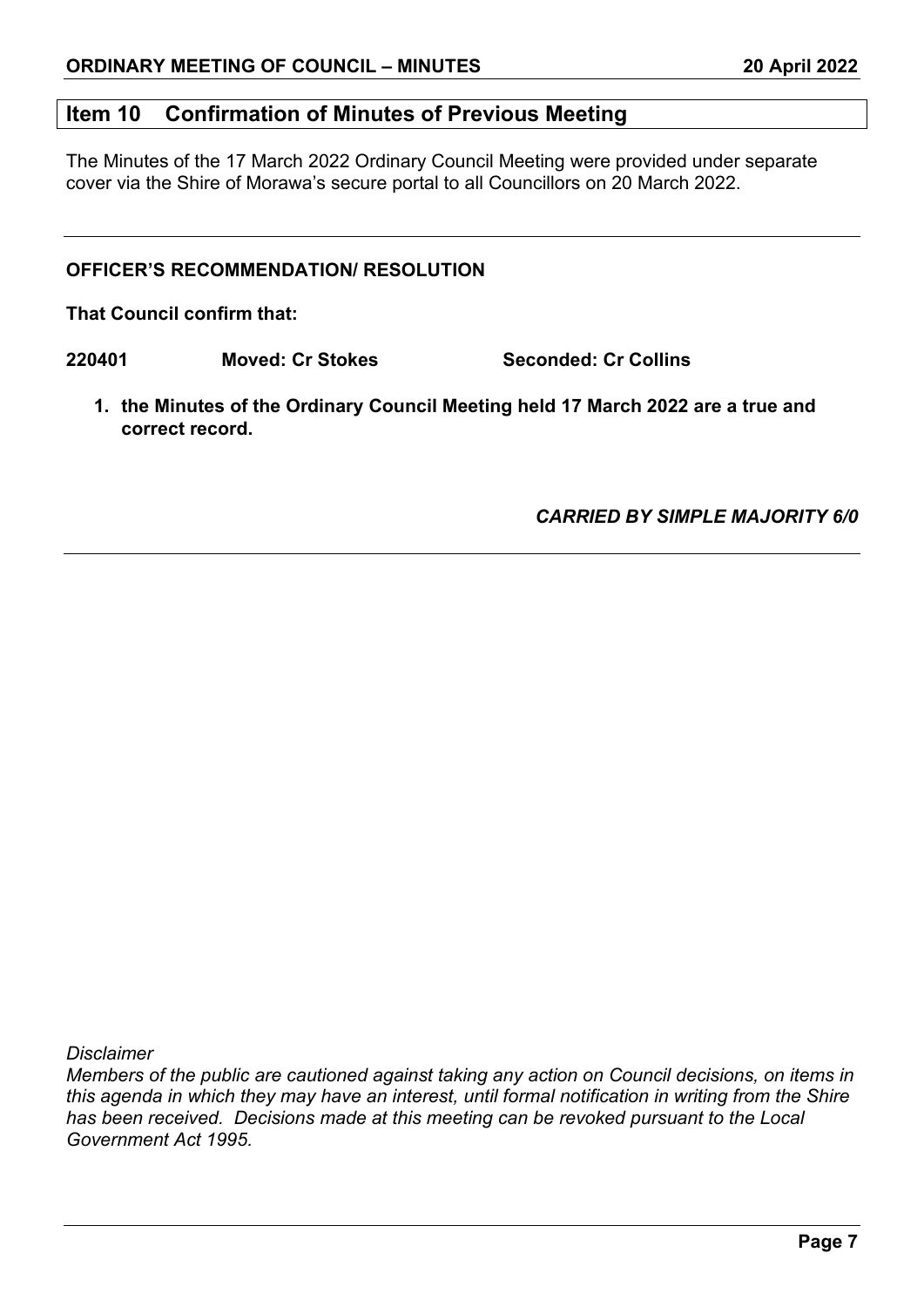## Item 10 Confirmation of Minutes of Previous Meeting

The Minutes of the 17 March 2022 Ordinary Council Meeting were provided under separate cover via the Shire of Morawa's secure portal to all Councillors on 20 March 2022.

---

**OFFICER'S RECOMMENDATION/ RESOLUTION**

**That Council confirm that:**

**220401 Moved: Cr Stokes Seconded: Cr Collins**

1. **the Minutes of the Ordinary Council Meeting held 17 March 2022 are a true and correct record.**

***CARRIED BY SIMPLE MAJORITY 6/0***

---

*Disclaimer*
*Members of the public are cautioned against taking any action on Council decisions, on items in this agenda in which they may have an interest, until formal notification in writing from the Shire has been received. Decisions made at this meeting can be revoked pursuant to the Local Government Act 1995.*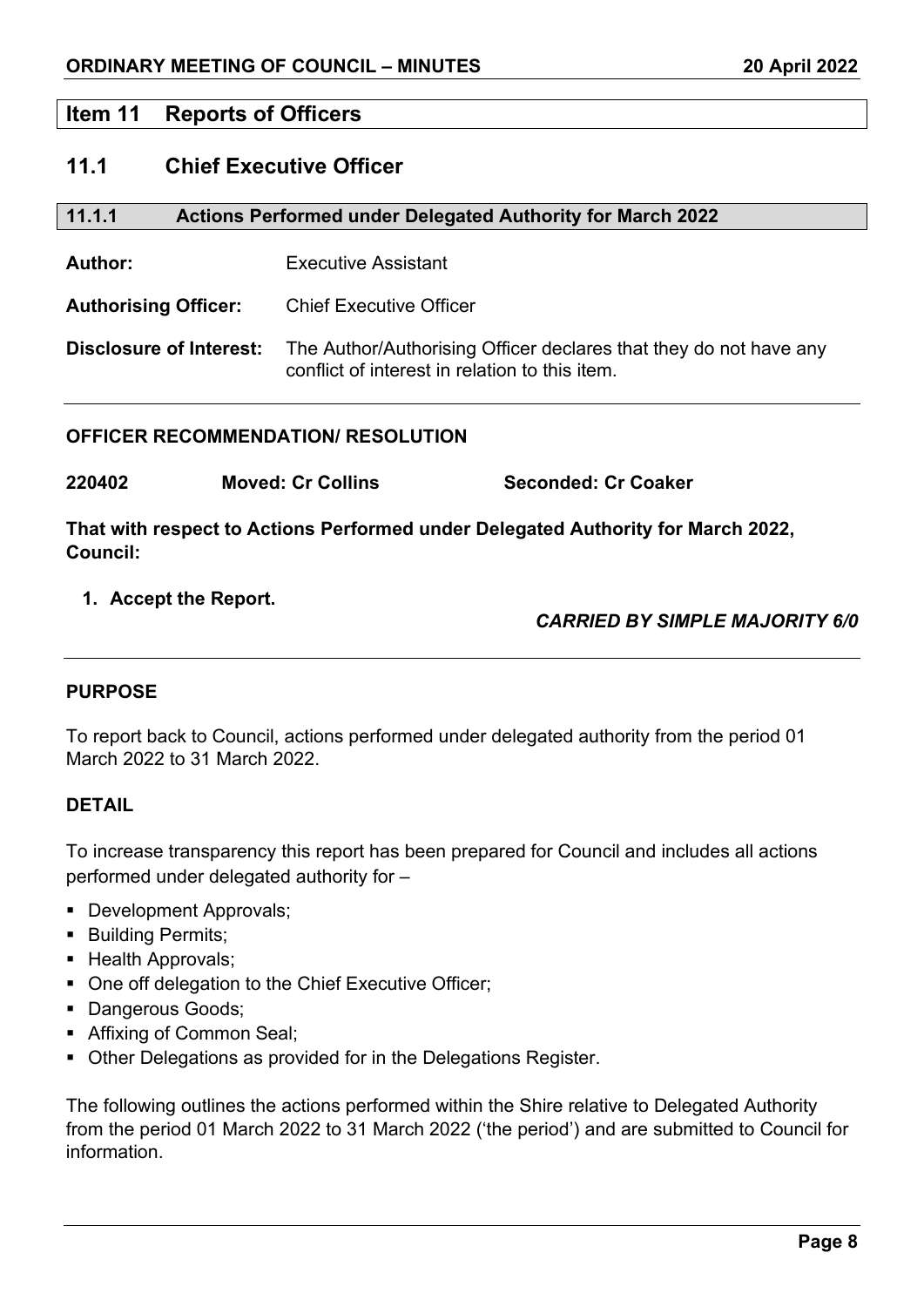## Item 11 Reports of Officers

### 11.1 Chief Executive Officer

#### 11.1.1 Actions Performed under Delegated Authority for March 2022

**Author:** Executive Assistant

**Authorising Officer:** Chief Executive Officer

**Disclosure of Interest:** The Author/Authorising Officer declares that they do not have any conflict of interest in relation to this item.

**OFFICER RECOMMENDATION/ RESOLUTION**

**220402 Moved: Cr Collins Seconded: Cr Coaker**

**That with respect to Actions Performed under Delegated Authority for March 2022, Council:**

**1. Accept the Report.**

***CARRIED BY SIMPLE MAJORITY 6/0***

**PURPOSE**

To report back to Council, actions performed under delegated authority from the period 01 March 2022 to 31 March 2022.

**DETAIL**

To increase transparency this report has been prepared for Council and includes all actions performed under delegated authority for –

- Development Approvals;
- Building Permits;
- Health Approvals;
- One off delegation to the Chief Executive Officer;
- Dangerous Goods;
- Affixing of Common Seal;
- Other Delegations as provided for in the Delegations Register.

The following outlines the actions performed within the Shire relative to Delegated Authority from the period 01 March 2022 to 31 March 2022 ('the period') and are submitted to Council for information.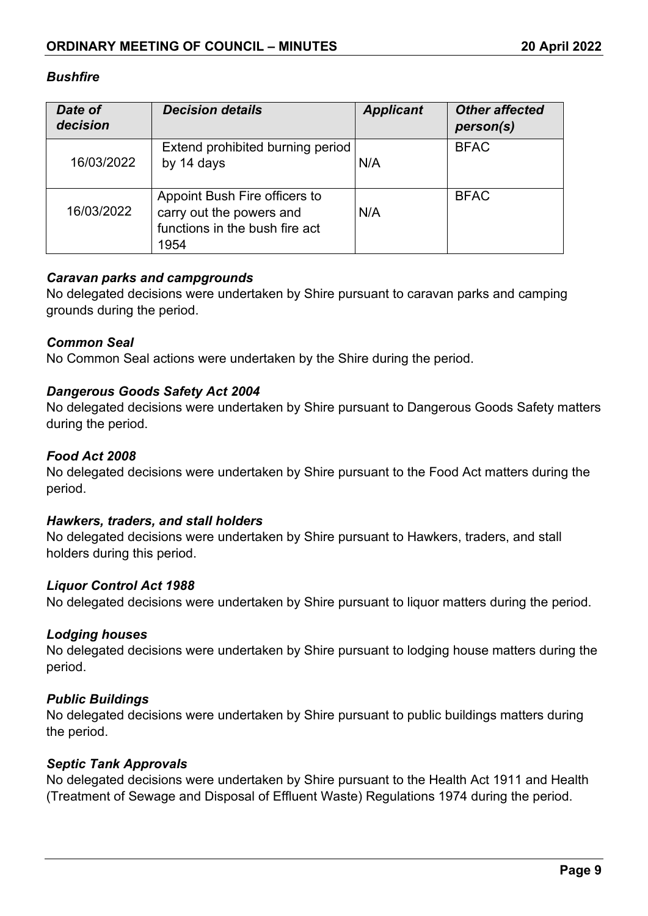### *Bushfire*

| *Date of decision* | *Decision details* | *Applicant* | *Other affected person(s)* |
|---|---|---|---|
| 16/03/2022 | Extend prohibited burning period by 14 days | N/A | BFAC |
| 16/03/2022 | Appoint Bush Fire officers to carry out the powers and functions in the bush fire act 1954 | N/A | BFAC |

### *Caravan parks and campgrounds*

No delegated decisions were undertaken by Shire pursuant to caravan parks and camping grounds during the period.

### *Common Seal*

No Common Seal actions were undertaken by the Shire during the period.

### *Dangerous Goods Safety Act 2004*

No delegated decisions were undertaken by Shire pursuant to Dangerous Goods Safety matters during the period.

### *Food Act 2008*

No delegated decisions were undertaken by Shire pursuant to the Food Act matters during the period.

### *Hawkers, traders, and stall holders*

No delegated decisions were undertaken by Shire pursuant to Hawkers, traders, and stall holders during this period.

### *Liquor Control Act 1988*

No delegated decisions were undertaken by Shire pursuant to liquor matters during the period.

### *Lodging houses*

No delegated decisions were undertaken by Shire pursuant to lodging house matters during the period.

### *Public Buildings*

No delegated decisions were undertaken by Shire pursuant to public buildings matters during the period.

### *Septic Tank Approvals*

No delegated decisions were undertaken by Shire pursuant to the Health Act 1911 and Health (Treatment of Sewage and Disposal of Effluent Waste) Regulations 1974 during the period.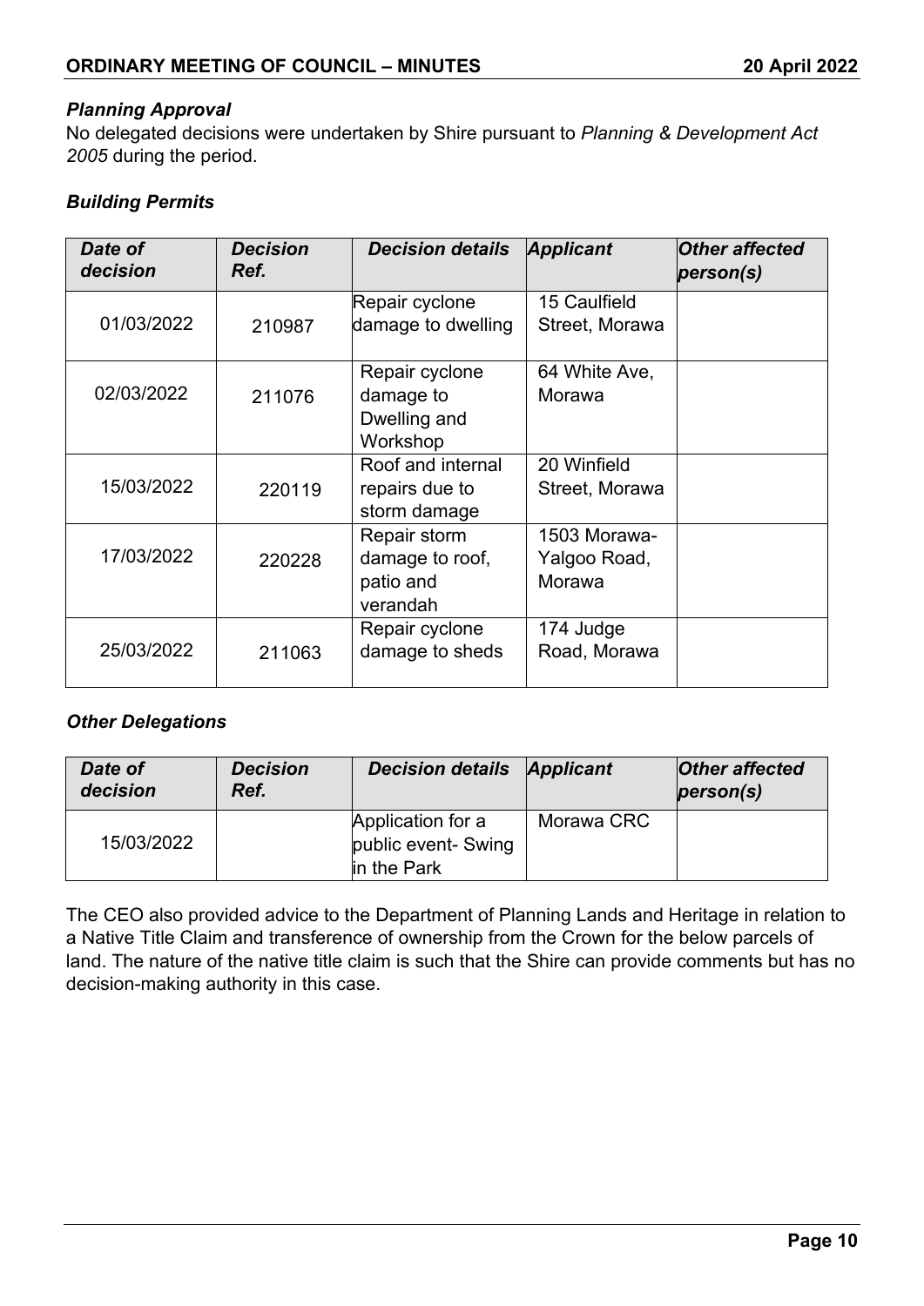### *Planning Approval*

No delegated decisions were undertaken by Shire pursuant to *Planning & Development Act 2005* during the period.

### *Building Permits*

| *Date of decision* | *Decision Ref.* | *Decision details* | *Applicant* | *Other affected person(s)* |
|---|---|---|---|---|
| 01/03/2022 | 210987 | Repair cyclone damage to dwelling | 15 Caulfield Street, Morawa | |
| 02/03/2022 | 211076 | Repair cyclone damage to Dwelling and Workshop | 64 White Ave, Morawa | |
| 15/03/2022 | 220119 | Roof and internal repairs due to storm damage | 20 Winfield Street, Morawa | |
| 17/03/2022 | 220228 | Repair storm damage to roof, patio and verandah | 1503 Morawa-Yalgoo Road, Morawa | |
| 25/03/2022 | 211063 | Repair cyclone damage to sheds | 174 Judge Road, Morawa | |

### *Other Delegations*

| *Date of decision* | *Decision Ref.* | *Decision details* | *Applicant* | *Other affected person(s)* |
|---|---|---|---|---|
| 15/03/2022 | | Application for a public event- Swing in the Park | Morawa CRC | |

The CEO also provided advice to the Department of Planning Lands and Heritage in relation to a Native Title Claim and transference of ownership from the Crown for the below parcels of land. The nature of the native title claim is such that the Shire can provide comments but has no decision-making authority in this case.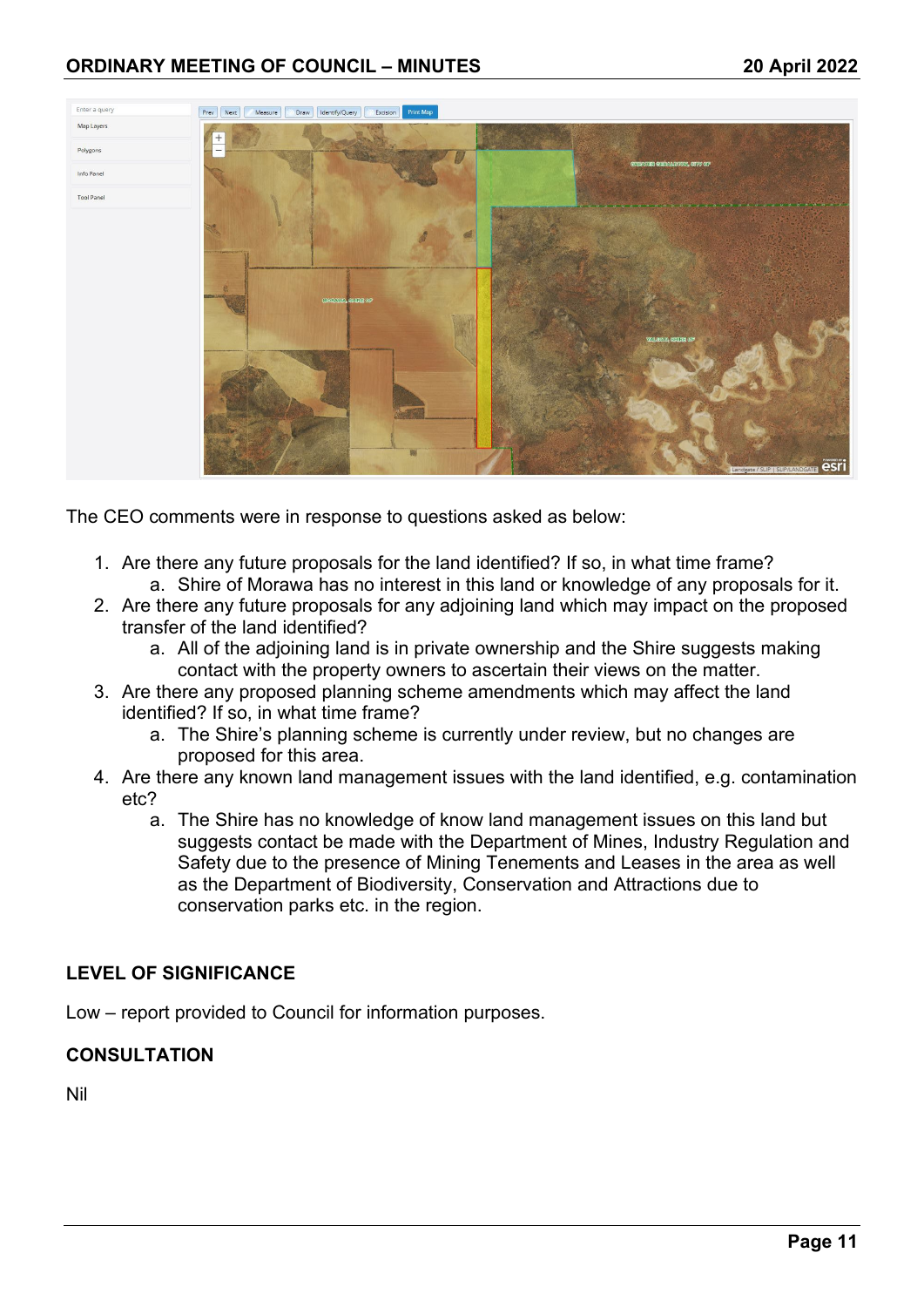The CEO comments were in response to questions asked as below:

1. Are there any future proposals for the land identified? If so, in what time frame?
    a. Shire of Morawa has no interest in this land or knowledge of any proposals for it.
2. Are there any future proposals for any adjoining land which may impact on the proposed transfer of the land identified?
    a. All of the adjoining land is in private ownership and the Shire suggests making contact with the property owners to ascertain their views on the matter.
3. Are there any proposed planning scheme amendments which may affect the land identified? If so, in what time frame?
    a. The Shire's planning scheme is currently under review, but no changes are proposed for this area.
4. Are there any known land management issues with the land identified, e.g. contamination etc?
    a. The Shire has no knowledge of know land management issues on this land but suggests contact be made with the Department of Mines, Industry Regulation and Safety due to the presence of Mining Tenements and Leases in the area as well as the Department of Biodiversity, Conservation and Attractions due to conservation parks etc. in the region.

## LEVEL OF SIGNIFICANCE

Low – report provided to Council for information purposes.

## CONSULTATION

Nil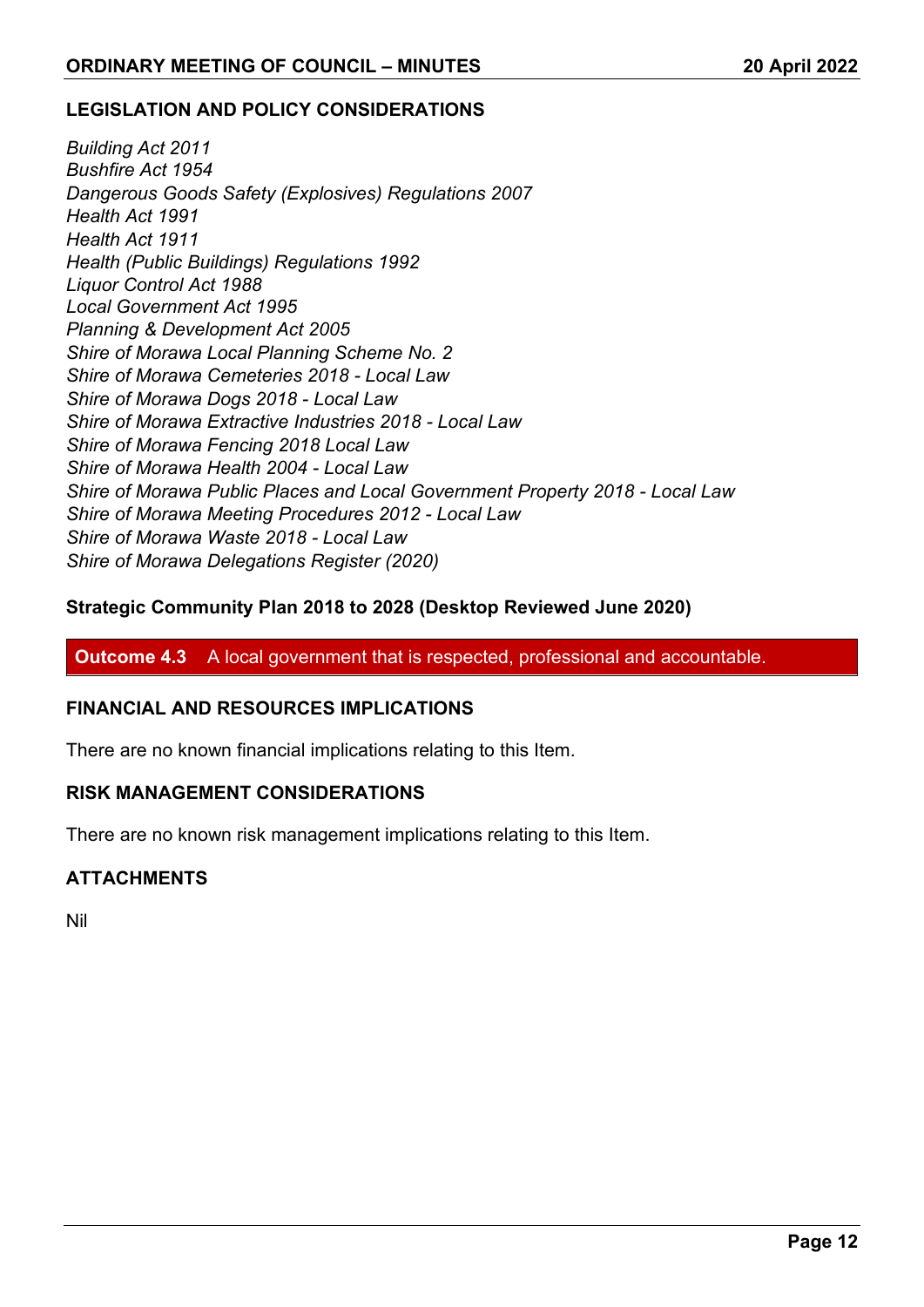### LEGISLATION AND POLICY CONSIDERATIONS

*Building Act 2011*
*Bushfire Act 1954*
*Dangerous Goods Safety (Explosives) Regulations 2007*
*Health Act 1991*
*Health Act 1911*
*Health (Public Buildings) Regulations 1992*
*Liquor Control Act 1988*
*Local Government Act 1995*
*Planning & Development Act 2005*
*Shire of Morawa Local Planning Scheme No. 2*
*Shire of Morawa Cemeteries 2018 - Local Law*
*Shire of Morawa Dogs 2018 - Local Law*
*Shire of Morawa Extractive Industries 2018 - Local Law*
*Shire of Morawa Fencing 2018 Local Law*
*Shire of Morawa Health 2004 - Local Law*
*Shire of Morawa Public Places and Local Government Property 2018 - Local Law*
*Shire of Morawa Meeting Procedures 2012 - Local Law*
*Shire of Morawa Waste 2018 - Local Law*
*Shire of Morawa Delegations Register (2020)*

**Strategic Community Plan 2018 to 2028 (Desktop Reviewed June 2020)**

**Outcome 4.3** A local government that is respected, professional and accountable.

### FINANCIAL AND RESOURCES IMPLICATIONS

There are no known financial implications relating to this Item.

### RISK MANAGEMENT CONSIDERATIONS

There are no known risk management implications relating to this Item.

### ATTACHMENTS

Nil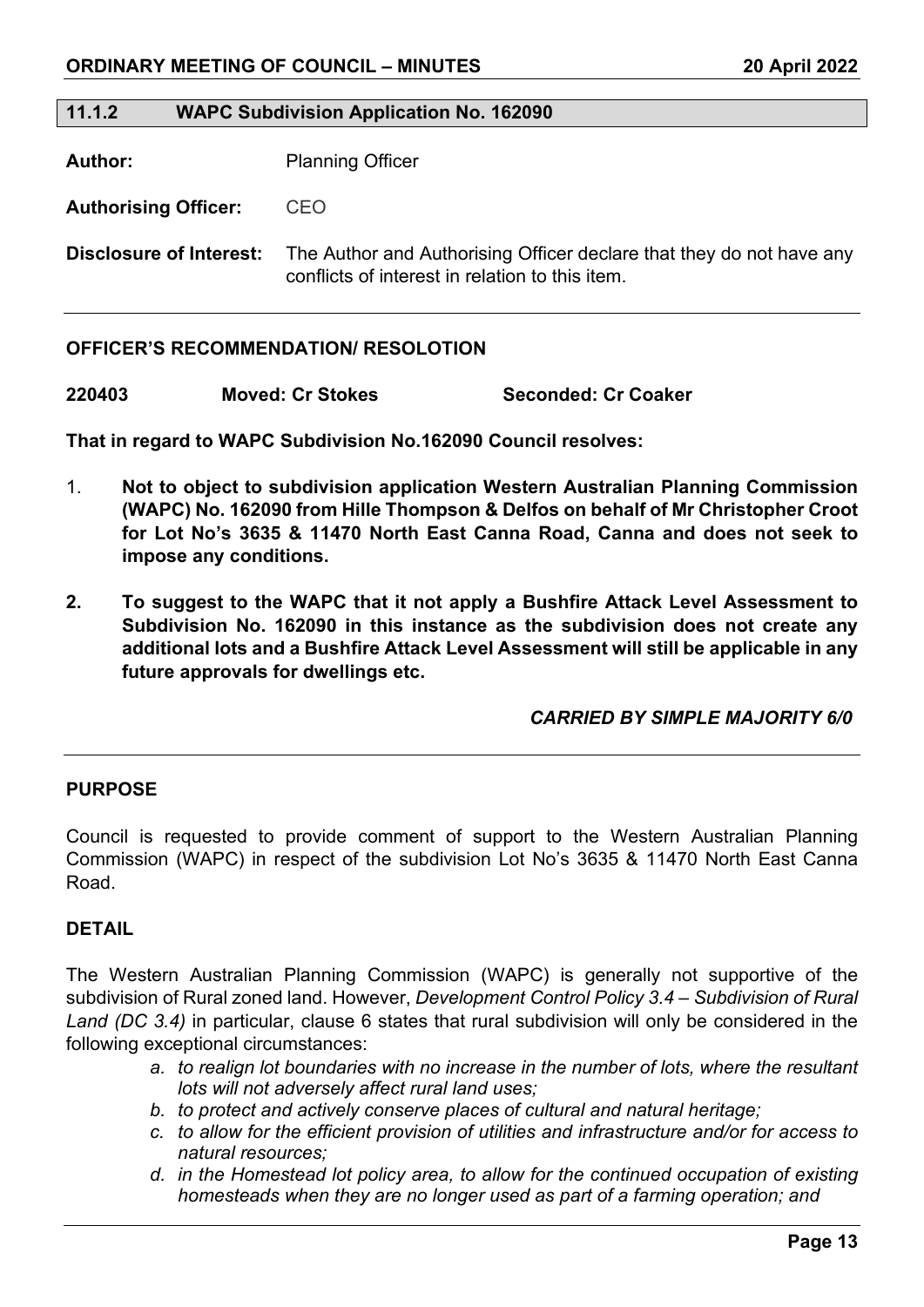## 11.1.2 WAPC Subdivision Application No. 162090

**Author:** Planning Officer

**Authorising Officer:** CEO

**Disclosure of Interest:** The Author and Authorising Officer declare that they do not have any conflicts of interest in relation to this item.

**OFFICER'S RECOMMENDATION/ RESOLOTION**

**220403 Moved: Cr Stokes Seconded: Cr Coaker**

**That in regard to WAPC Subdivision No.162090 Council resolves:**

1. **Not to object to subdivision application Western Australian Planning Commission (WAPC) No. 162090 from Hille Thompson & Delfos on behalf of Mr Christopher Croot for Lot No's 3635 & 11470 North East Canna Road, Canna and does not seek to impose any conditions.**
2. **To suggest to the WAPC that it not apply a Bushfire Attack Level Assessment to Subdivision No. 162090 in this instance as the subdivision does not create any additional lots and a Bushfire Attack Level Assessment will still be applicable in any future approvals for dwellings etc.**

***CARRIED BY SIMPLE MAJORITY 6/0***

**PURPOSE**

Council is requested to provide comment of support to the Western Australian Planning Commission (WAPC) in respect of the subdivision Lot No's 3635 & 11470 North East Canna Road.

**DETAIL**

The Western Australian Planning Commission (WAPC) is generally not supportive of the subdivision of Rural zoned land. However, *Development Control Policy 3.4 – Subdivision of Rural Land (DC 3.4)* in particular, clause 6 states that rural subdivision will only be considered in the following exceptional circumstances:

*a. to realign lot boundaries with no increase in the number of lots, where the resultant lots will not adversely affect rural land uses;*

*b. to protect and actively conserve places of cultural and natural heritage;*

*c. to allow for the efficient provision of utilities and infrastructure and/or for access to natural resources;*

*d. in the Homestead lot policy area, to allow for the continued occupation of existing homesteads when they are no longer used as part of a farming operation; and*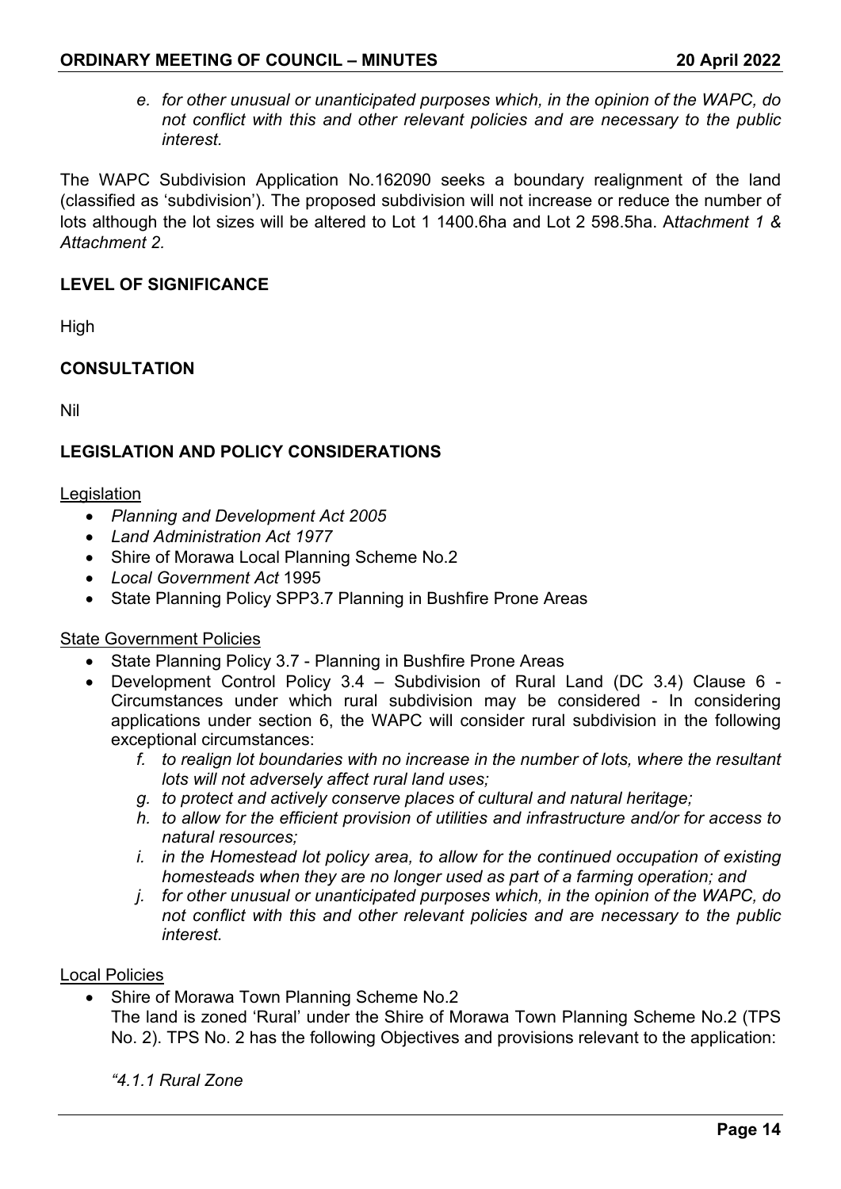*e. for other unusual or unanticipated purposes which, in the opinion of the WAPC, do not conflict with this and other relevant policies and are necessary to the public interest.*

The WAPC Subdivision Application No.162090 seeks a boundary realignment of the land (classified as 'subdivision'). The proposed subdivision will not increase or reduce the number of lots although the lot sizes will be altered to Lot 1 1400.6ha and Lot 2 598.5ha. A*ttachment 1 & Attachment 2.*

**LEVEL OF SIGNIFICANCE**

High

**CONSULTATION**

Nil

**LEGISLATION AND POLICY CONSIDERATIONS**

Legislation

- *Planning and Development Act 2005*
- *Land Administration Act 1977*
- Shire of Morawa Local Planning Scheme No.2
- *Local Government Act* 1995
- State Planning Policy SPP3.7 Planning in Bushfire Prone Areas

State Government Policies

- State Planning Policy 3.7 - Planning in Bushfire Prone Areas
- Development Control Policy 3.4 – Subdivision of Rural Land (DC 3.4) Clause 6 - Circumstances under which rural subdivision may be considered - In considering applications under section 6, the WAPC will consider rural subdivision in the following exceptional circumstances:
    - *f. to realign lot boundaries with no increase in the number of lots, where the resultant lots will not adversely affect rural land uses;*
    - *g. to protect and actively conserve places of cultural and natural heritage;*
    - *h. to allow for the efficient provision of utilities and infrastructure and/or for access to natural resources;*
    - *i. in the Homestead lot policy area, to allow for the continued occupation of existing homesteads when they are no longer used as part of a farming operation; and*
    - *j. for other unusual or unanticipated purposes which, in the opinion of the WAPC, do not conflict with this and other relevant policies and are necessary to the public interest.*

Local Policies

- Shire of Morawa Town Planning Scheme No.2

  The land is zoned 'Rural' under the Shire of Morawa Town Planning Scheme No.2 (TPS No. 2). TPS No. 2 has the following Objectives and provisions relevant to the application:

  *"4.1.1 Rural Zone*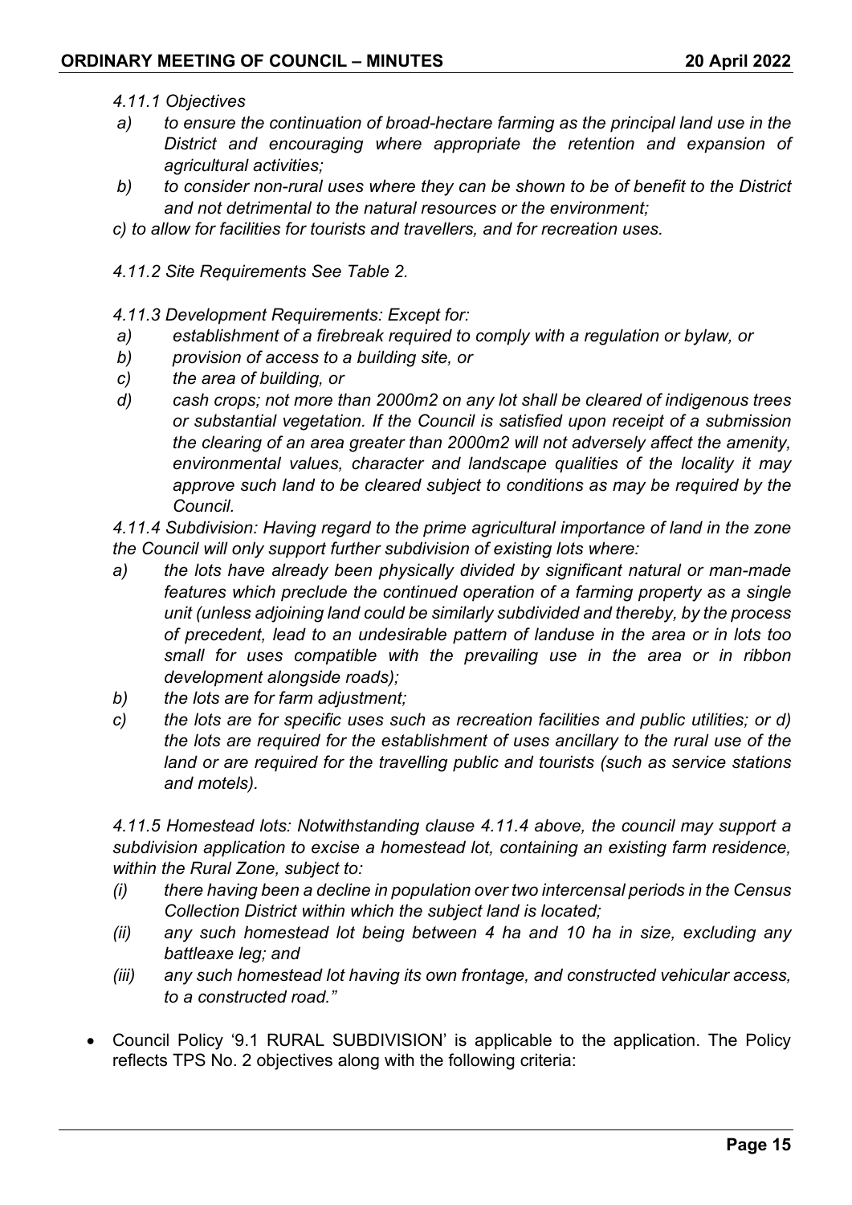*4.11.1 Objectives*

- *a) to ensure the continuation of broad-hectare farming as the principal land use in the District and encouraging where appropriate the retention and expansion of agricultural activities;*
- *b) to consider non-rural uses where they can be shown to be of benefit to the District and not detrimental to the natural resources or the environment;*
- *c) to allow for facilities for tourists and travellers, and for recreation uses.*

*4.11.2 Site Requirements See Table 2.*

*4.11.3 Development Requirements: Except for:*

- *a) establishment of a firebreak required to comply with a regulation or bylaw, or*
- *b) provision of access to a building site, or*
- *c) the area of building, or*
- *d) cash crops; not more than 2000m2 on any lot shall be cleared of indigenous trees or substantial vegetation. If the Council is satisfied upon receipt of a submission the clearing of an area greater than 2000m2 will not adversely affect the amenity, environmental values, character and landscape qualities of the locality it may approve such land to be cleared subject to conditions as may be required by the Council.*

*4.11.4 Subdivision: Having regard to the prime agricultural importance of land in the zone the Council will only support further subdivision of existing lots where:*

- *a) the lots have already been physically divided by significant natural or man-made features which preclude the continued operation of a farming property as a single unit (unless adjoining land could be similarly subdivided and thereby, by the process of precedent, lead to an undesirable pattern of landuse in the area or in lots too small for uses compatible with the prevailing use in the area or in ribbon development alongside roads);*
- *b) the lots are for farm adjustment;*
- *c) the lots are for specific uses such as recreation facilities and public utilities; or d) the lots are required for the establishment of uses ancillary to the rural use of the land or are required for the travelling public and tourists (such as service stations and motels).*

*4.11.5 Homestead lots: Notwithstanding clause 4.11.4 above, the council may support a subdivision application to excise a homestead lot, containing an existing farm residence, within the Rural Zone, subject to:*

- *(i) there having been a decline in population over two intercensal periods in the Census Collection District within which the subject land is located;*
- *(ii) any such homestead lot being between 4 ha and 10 ha in size, excluding any battleaxe leg; and*
- *(iii) any such homestead lot having its own frontage, and constructed vehicular access, to a constructed road."*

- Council Policy '9.1 RURAL SUBDIVISION' is applicable to the application. The Policy reflects TPS No. 2 objectives along with the following criteria: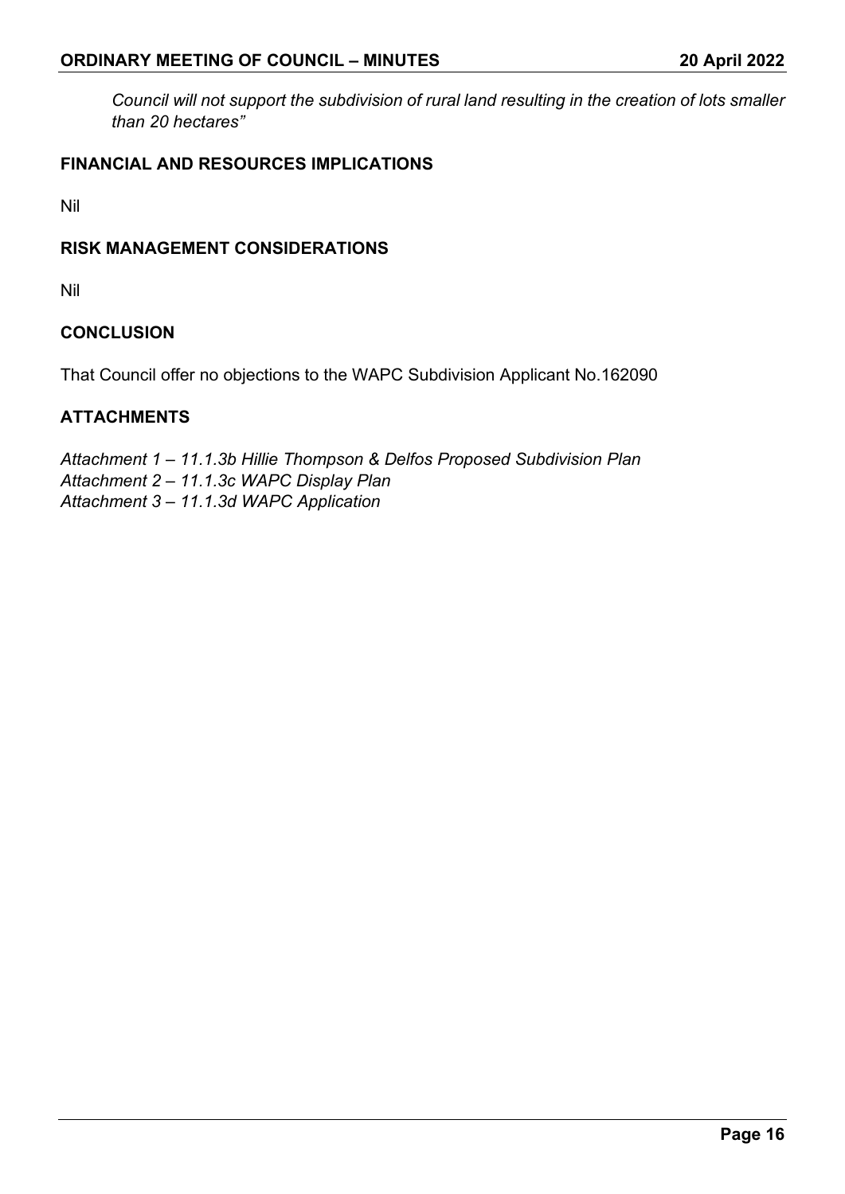*Council will not support the subdivision of rural land resulting in the creation of lots smaller than 20 hectares"*

### FINANCIAL AND RESOURCES IMPLICATIONS

Nil

### RISK MANAGEMENT CONSIDERATIONS

Nil

### CONCLUSION

That Council offer no objections to the WAPC Subdivision Applicant No.162090

### ATTACHMENTS

*Attachment 1 – 11.1.3b Hillie Thompson & Delfos Proposed Subdivision Plan*
*Attachment 2 – 11.1.3c WAPC Display Plan*
*Attachment 3 – 11.1.3d WAPC Application*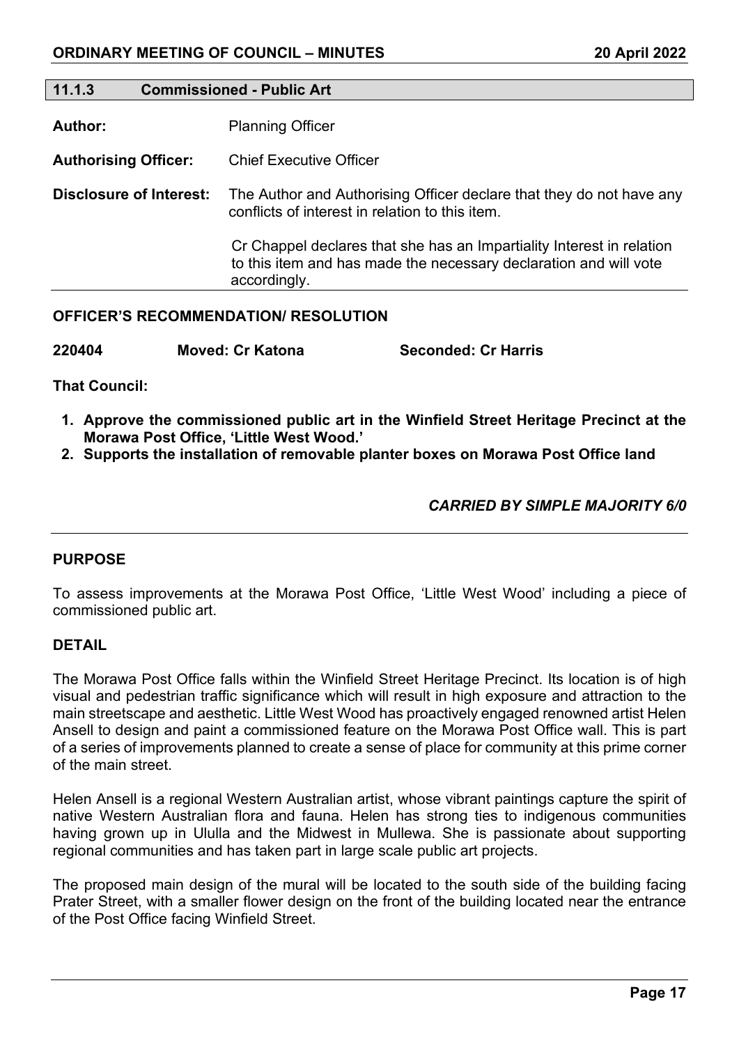## 11.1.3 Commissioned - Public Art

**Author:** Planning Officer

**Authorising Officer:** Chief Executive Officer

**Disclosure of Interest:** The Author and Authorising Officer declare that they do not have any conflicts of interest in relation to this item.

Cr Chappel declares that she has an Impartiality Interest in relation to this item and has made the necessary declaration and will vote accordingly.

### OFFICER'S RECOMMENDATION/ RESOLUTION

**220404 Moved: Cr Katona Seconded: Cr Harris**

**That Council:**

1. **Approve the commissioned public art in the Winfield Street Heritage Precinct at the Morawa Post Office, 'Little West Wood.'**
2. **Supports the installation of removable planter boxes on Morawa Post Office land**

***CARRIED BY SIMPLE MAJORITY 6/0***

### PURPOSE

To assess improvements at the Morawa Post Office, 'Little West Wood' including a piece of commissioned public art.

### DETAIL

The Morawa Post Office falls within the Winfield Street Heritage Precinct. Its location is of high visual and pedestrian traffic significance which will result in high exposure and attraction to the main streetscape and aesthetic. Little West Wood has proactively engaged renowned artist Helen Ansell to design and paint a commissioned feature on the Morawa Post Office wall. This is part of a series of improvements planned to create a sense of place for community at this prime corner of the main street.

Helen Ansell is a regional Western Australian artist, whose vibrant paintings capture the spirit of native Western Australian flora and fauna. Helen has strong ties to indigenous communities having grown up in Ululla and the Midwest in Mullewa. She is passionate about supporting regional communities and has taken part in large scale public art projects.

The proposed main design of the mural will be located to the south side of the building facing Prater Street, with a smaller flower design on the front of the building located near the entrance of the Post Office facing Winfield Street.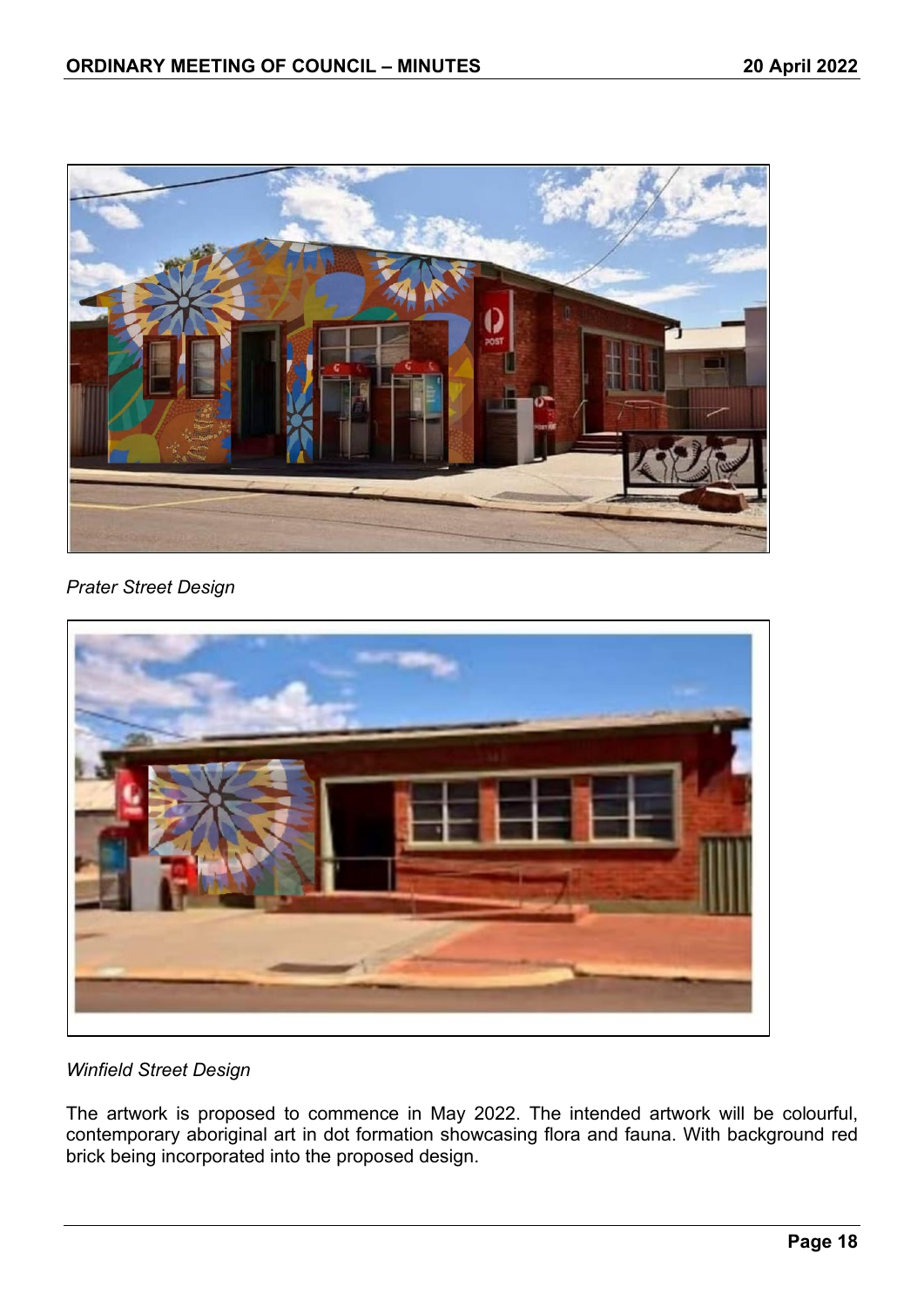*Prater Street Design*

*Winfield Street Design*

The artwork is proposed to commence in May 2022. The intended artwork will be colourful, contemporary aboriginal art in dot formation showcasing flora and fauna. With background red brick being incorporated into the proposed design.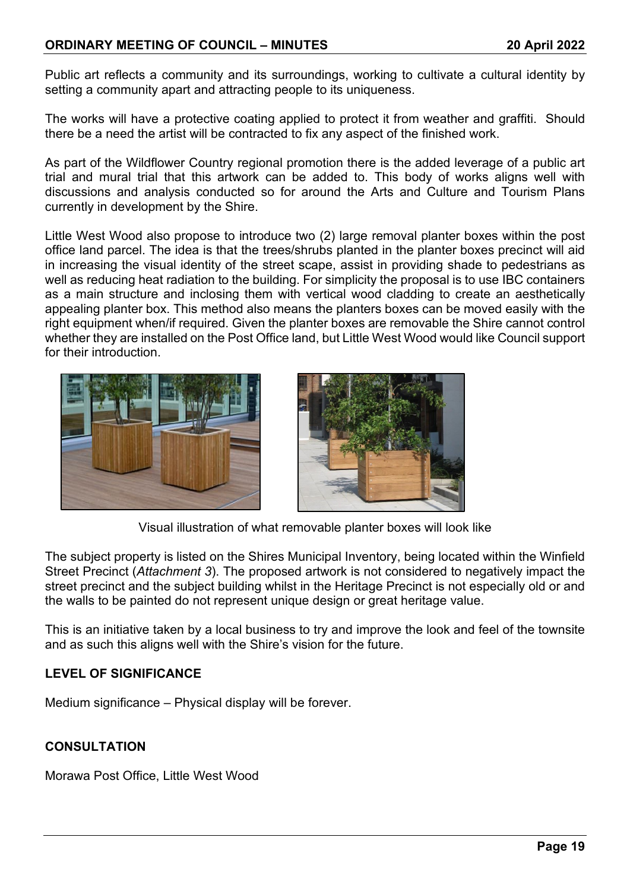Public art reflects a community and its surroundings, working to cultivate a cultural identity by setting a community apart and attracting people to its uniqueness.

The works will have a protective coating applied to protect it from weather and graffiti. Should there be a need the artist will be contracted to fix any aspect of the finished work.

As part of the Wildflower Country regional promotion there is the added leverage of a public art trial and mural trial that this artwork can be added to. This body of works aligns well with discussions and analysis conducted so for around the Arts and Culture and Tourism Plans currently in development by the Shire.

Little West Wood also propose to introduce two (2) large removal planter boxes within the post office land parcel. The idea is that the trees/shrubs planted in the planter boxes precinct will aid in increasing the visual identity of the street scape, assist in providing shade to pedestrians as well as reducing heat radiation to the building. For simplicity the proposal is to use IBC containers as a main structure and inclosing them with vertical wood cladding to create an aesthetically appealing planter box. This method also means the planters boxes can be moved easily with the right equipment when/if required. Given the planter boxes are removable the Shire cannot control whether they are installed on the Post Office land, but Little West Wood would like Council support for their introduction.

Visual illustration of what removable planter boxes will look like

The subject property is listed on the Shires Municipal Inventory, being located within the Winfield Street Precinct (*Attachment 3*). The proposed artwork is not considered to negatively impact the street precinct and the subject building whilst in the Heritage Precinct is not especially old or and the walls to be painted do not represent unique design or great heritage value.

This is an initiative taken by a local business to try and improve the look and feel of the townsite and as such this aligns well with the Shire's vision for the future.

**LEVEL OF SIGNIFICANCE**

Medium significance – Physical display will be forever.

**CONSULTATION**

Morawa Post Office, Little West Wood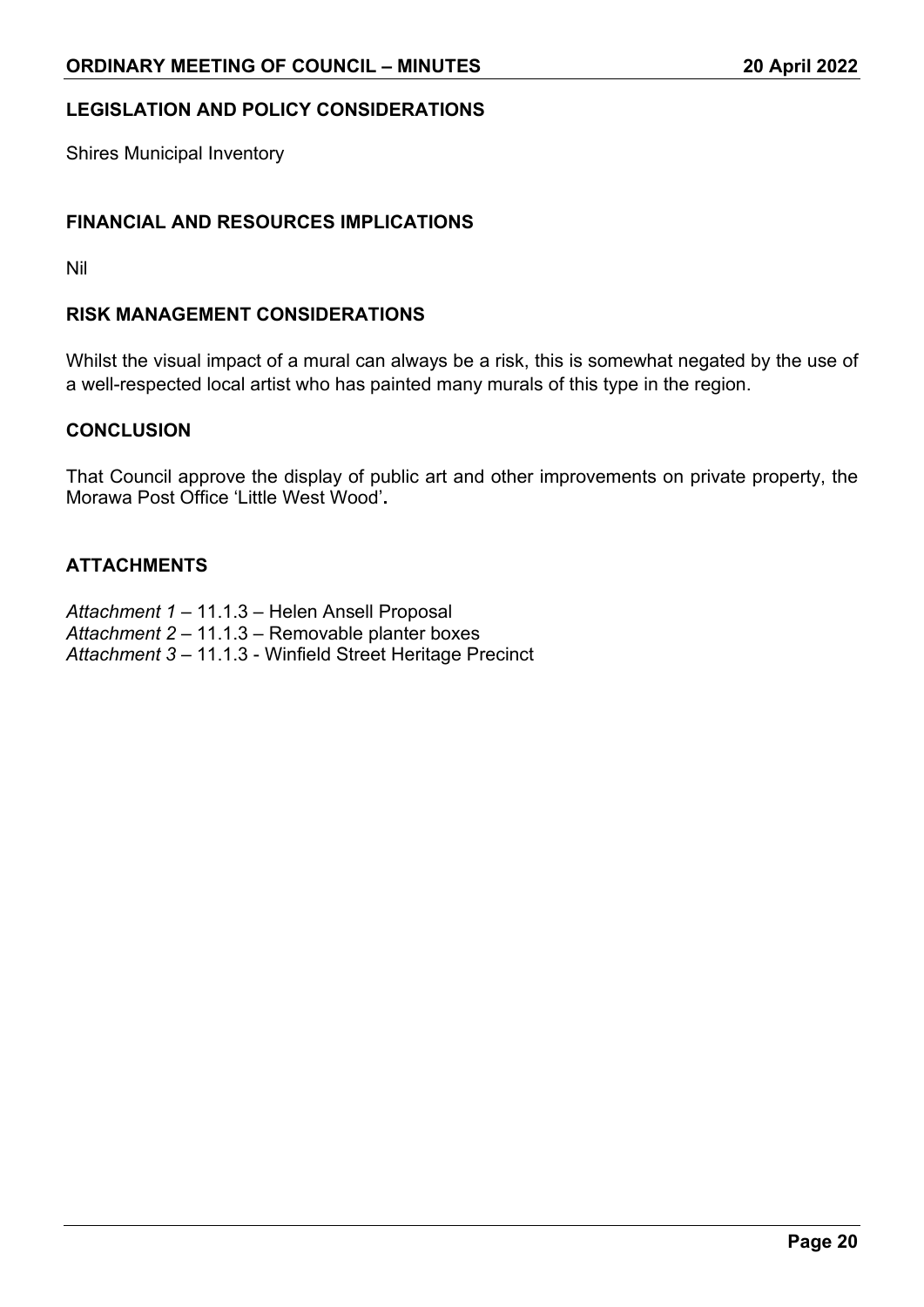## LEGISLATION AND POLICY CONSIDERATIONS

Shires Municipal Inventory

## FINANCIAL AND RESOURCES IMPLICATIONS

Nil

## RISK MANAGEMENT CONSIDERATIONS

Whilst the visual impact of a mural can always be a risk, this is somewhat negated by the use of a well-respected local artist who has painted many murals of this type in the region.

## CONCLUSION

That Council approve the display of public art and other improvements on private property, the Morawa Post Office 'Little West Wood'**.**

## ATTACHMENTS

*Attachment 1* – 11.1.3 – Helen Ansell Proposal
*Attachment 2* – 11.1.3 – Removable planter boxes
*Attachment 3* – 11.1.3 - Winfield Street Heritage Precinct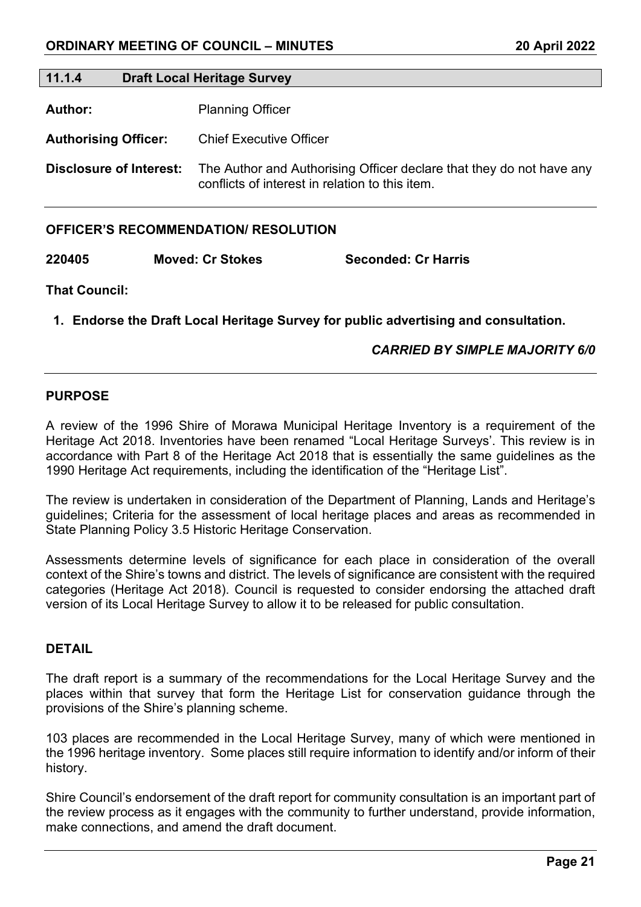## 11.1.4 Draft Local Heritage Survey

**Author:** Planning Officer

**Authorising Officer:** Chief Executive Officer

**Disclosure of Interest:** The Author and Authorising Officer declare that they do not have any conflicts of interest in relation to this item.

---

**OFFICER'S RECOMMENDATION/ RESOLUTION**

**220405 Moved: Cr Stokes Seconded: Cr Harris**

**That Council:**

1. **Endorse the Draft Local Heritage Survey for public advertising and consultation.**

***CARRIED BY SIMPLE MAJORITY 6/0***

---

**PURPOSE**

A review of the 1996 Shire of Morawa Municipal Heritage Inventory is a requirement of the Heritage Act 2018. Inventories have been renamed "Local Heritage Surveys'. This review is in accordance with Part 8 of the Heritage Act 2018 that is essentially the same guidelines as the 1990 Heritage Act requirements, including the identification of the "Heritage List".

The review is undertaken in consideration of the Department of Planning, Lands and Heritage's guidelines; Criteria for the assessment of local heritage places and areas as recommended in State Planning Policy 3.5 Historic Heritage Conservation.

Assessments determine levels of significance for each place in consideration of the overall context of the Shire's towns and district. The levels of significance are consistent with the required categories (Heritage Act 2018). Council is requested to consider endorsing the attached draft version of its Local Heritage Survey to allow it to be released for public consultation.

**DETAIL**

The draft report is a summary of the recommendations for the Local Heritage Survey and the places within that survey that form the Heritage List for conservation guidance through the provisions of the Shire's planning scheme.

103 places are recommended in the Local Heritage Survey, many of which were mentioned in the 1996 heritage inventory. Some places still require information to identify and/or inform of their history.

Shire Council's endorsement of the draft report for community consultation is an important part of the review process as it engages with the community to further understand, provide information, make connections, and amend the draft document.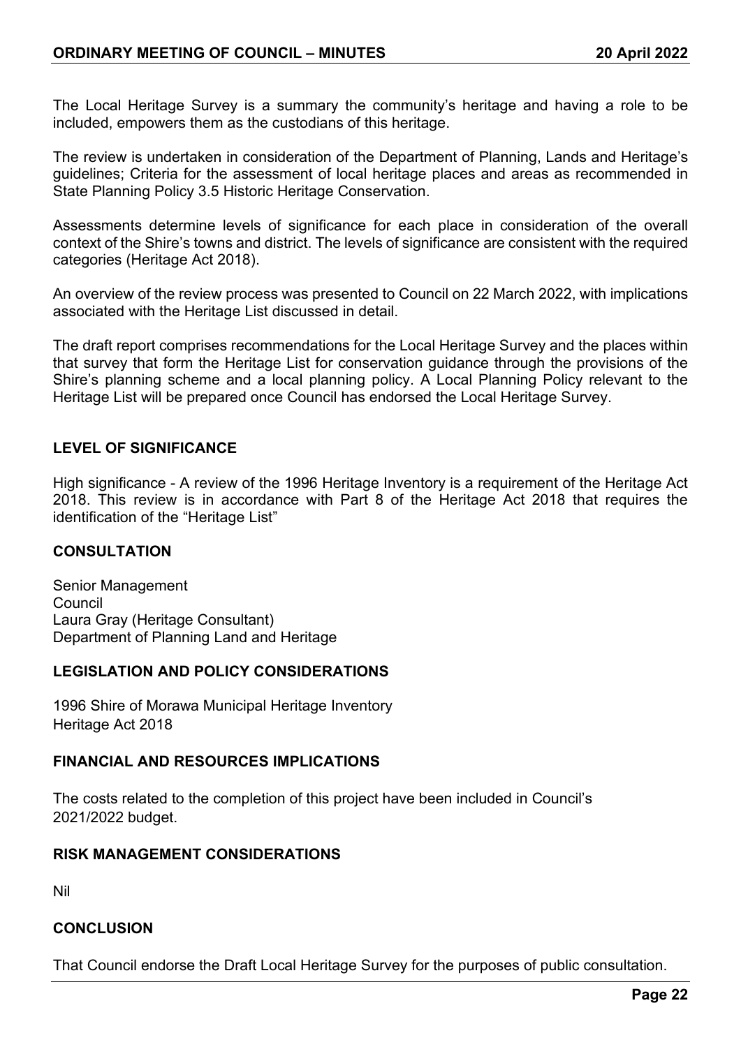The Local Heritage Survey is a summary the community's heritage and having a role to be included, empowers them as the custodians of this heritage.

The review is undertaken in consideration of the Department of Planning, Lands and Heritage's guidelines; Criteria for the assessment of local heritage places and areas as recommended in State Planning Policy 3.5 Historic Heritage Conservation.

Assessments determine levels of significance for each place in consideration of the overall context of the Shire's towns and district. The levels of significance are consistent with the required categories (Heritage Act 2018).

An overview of the review process was presented to Council on 22 March 2022, with implications associated with the Heritage List discussed in detail.

The draft report comprises recommendations for the Local Heritage Survey and the places within that survey that form the Heritage List for conservation guidance through the provisions of the Shire's planning scheme and a local planning policy. A Local Planning Policy relevant to the Heritage List will be prepared once Council has endorsed the Local Heritage Survey.

## LEVEL OF SIGNIFICANCE

High significance - A review of the 1996 Heritage Inventory is a requirement of the Heritage Act 2018. This review is in accordance with Part 8 of the Heritage Act 2018 that requires the identification of the "Heritage List"

## CONSULTATION

Senior Management
Council
Laura Gray (Heritage Consultant)
Department of Planning Land and Heritage

## LEGISLATION AND POLICY CONSIDERATIONS

1996 Shire of Morawa Municipal Heritage Inventory
Heritage Act 2018

## FINANCIAL AND RESOURCES IMPLICATIONS

The costs related to the completion of this project have been included in Council's 2021/2022 budget.

## RISK MANAGEMENT CONSIDERATIONS

Nil

## CONCLUSION

That Council endorse the Draft Local Heritage Survey for the purposes of public consultation.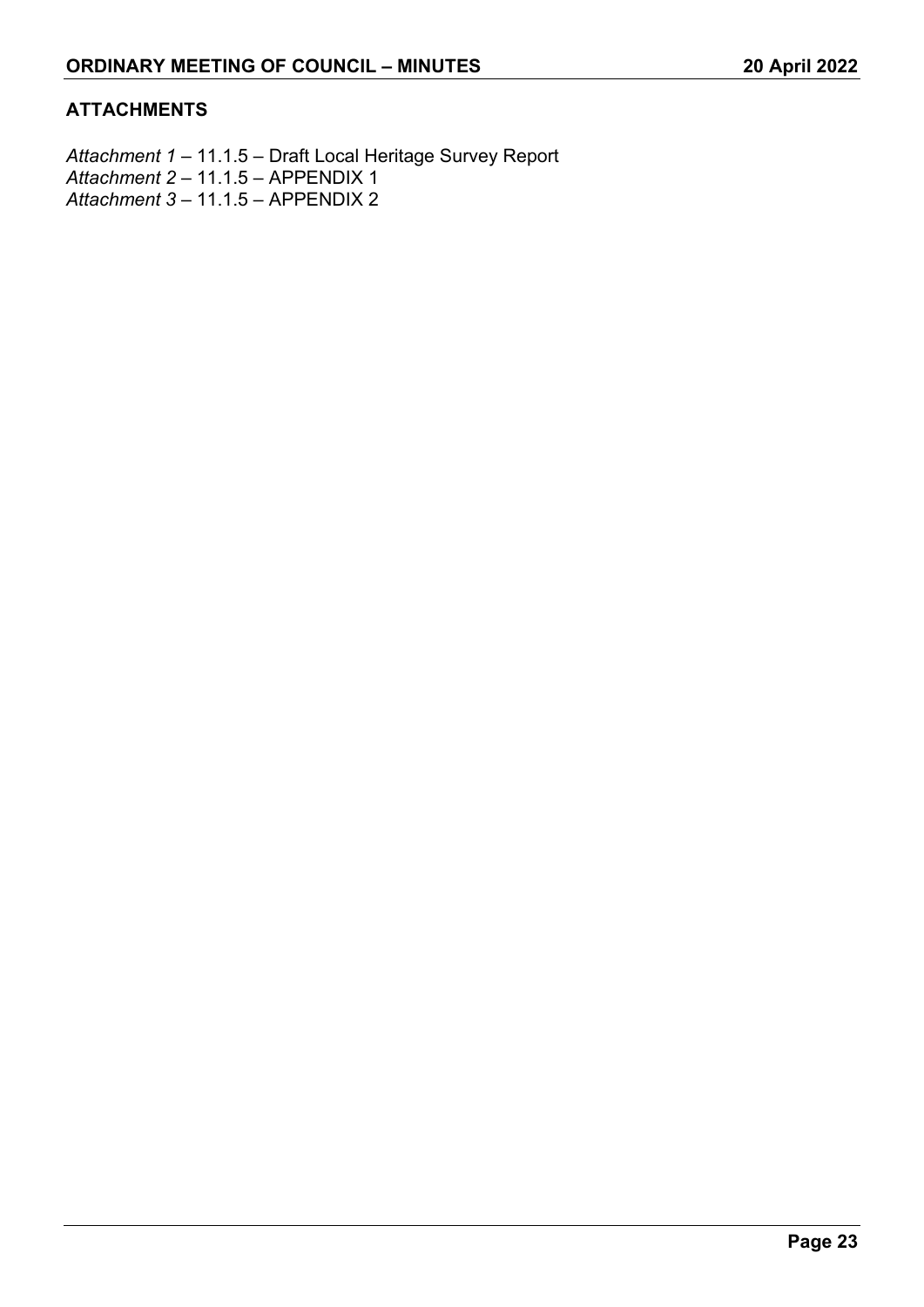**ATTACHMENTS**

*Attachment 1* – 11.1.5 – Draft Local Heritage Survey Report
*Attachment 2* – 11.1.5 – APPENDIX 1
*Attachment 3* – 11.1.5 – APPENDIX 2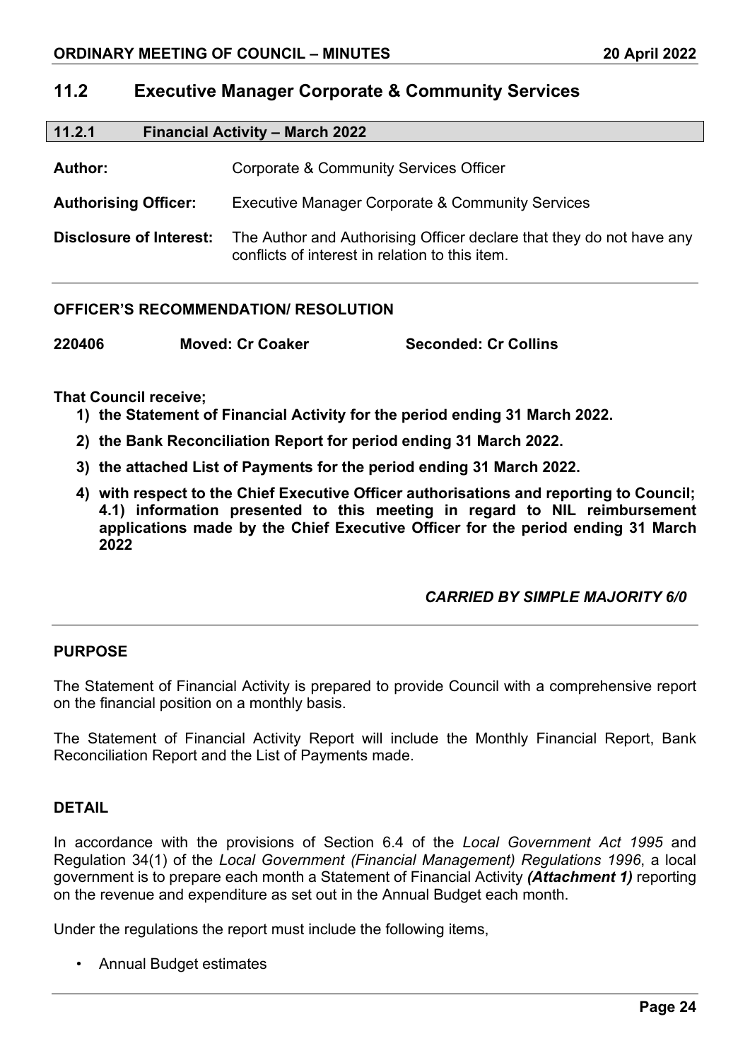## 11.2 Executive Manager Corporate & Community Services

### 11.2.1 Financial Activity – March 2022

**Author:** Corporate & Community Services Officer

**Authorising Officer:** Executive Manager Corporate & Community Services

**Disclosure of Interest:** The Author and Authorising Officer declare that they do not have any conflicts of interest in relation to this item.

**OFFICER'S RECOMMENDATION/ RESOLUTION**

**220406 Moved: Cr Coaker Seconded: Cr Collins**

**That Council receive;**

1) **the Statement of Financial Activity for the period ending 31 March 2022.**
2) **the Bank Reconciliation Report for period ending 31 March 2022.**
3) **the attached List of Payments for the period ending 31 March 2022.**
4) **with respect to the Chief Executive Officer authorisations and reporting to Council; 4.1) information presented to this meeting in regard to NIL reimbursement applications made by the Chief Executive Officer for the period ending 31 March 2022**

***CARRIED BY SIMPLE MAJORITY 6/0***

**PURPOSE**

The Statement of Financial Activity is prepared to provide Council with a comprehensive report on the financial position on a monthly basis.

The Statement of Financial Activity Report will include the Monthly Financial Report, Bank Reconciliation Report and the List of Payments made.

**DETAIL**

In accordance with the provisions of Section 6.4 of the *Local Government Act 1995* and Regulation 34(1) of the *Local Government (Financial Management) Regulations 1996*, a local government is to prepare each month a Statement of Financial Activity ***(Attachment 1)*** reporting on the revenue and expenditure as set out in the Annual Budget each month.

Under the regulations the report must include the following items,

- Annual Budget estimates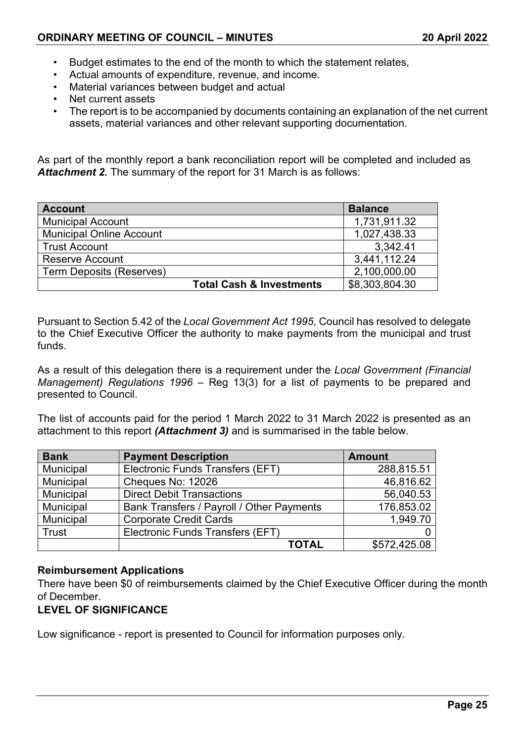- Budget estimates to the end of the month to which the statement relates,
- Actual amounts of expenditure, revenue, and income.
- Material variances between budget and actual
- Net current assets
- The report is to be accompanied by documents containing an explanation of the net current assets, material variances and other relevant supporting documentation.

As part of the monthly report a bank reconciliation report will be completed and included as ***Attachment 2.*** The summary of the report for 31 March is as follows:

| Account | Balance |
|---|---|
| Municipal Account | 1,731,911.32 |
| Municipal Online Account | 1,027,438.33 |
| Trust Account | 3,342.41 |
| Reserve Account | 3,441,112.24 |
| Term Deposits (Reserves) | 2,100,000.00 |
| **Total Cash & Investments** | $8,303,804.30 |

Pursuant to Section 5.42 of the *Local Government Act 1995*, Council has resolved to delegate to the Chief Executive Officer the authority to make payments from the municipal and trust funds.

As a result of this delegation there is a requirement under the *Local Government (Financial Management) Regulations 1996* – Reg 13(3) for a list of payments to be prepared and presented to Council.

The list of accounts paid for the period 1 March 2022 to 31 March 2022 is presented as an attachment to this report ***(Attachment 3)*** and is summarised in the table below.

| Bank | Payment Description | Amount |
|---|---|---|
| Municipal | Electronic Funds Transfers (EFT) | 288,815.51 |
| Municipal | Cheques No: 12026 | 46,816.62 |
| Municipal | Direct Debit Transactions | 56,040.53 |
| Municipal | Bank Transfers / Payroll / Other Payments | 176,853.02 |
| Municipal | Corporate Credit Cards | 1,949.70 |
| Trust | Electronic Funds Transfers (EFT) | 0 |
| | **TOTAL** | $572,425.08 |

**Reimbursement Applications**

There have been $0 of reimbursements claimed by the Chief Executive Officer during the month of December.

**LEVEL OF SIGNIFICANCE**

Low significance - report is presented to Council for information purposes only.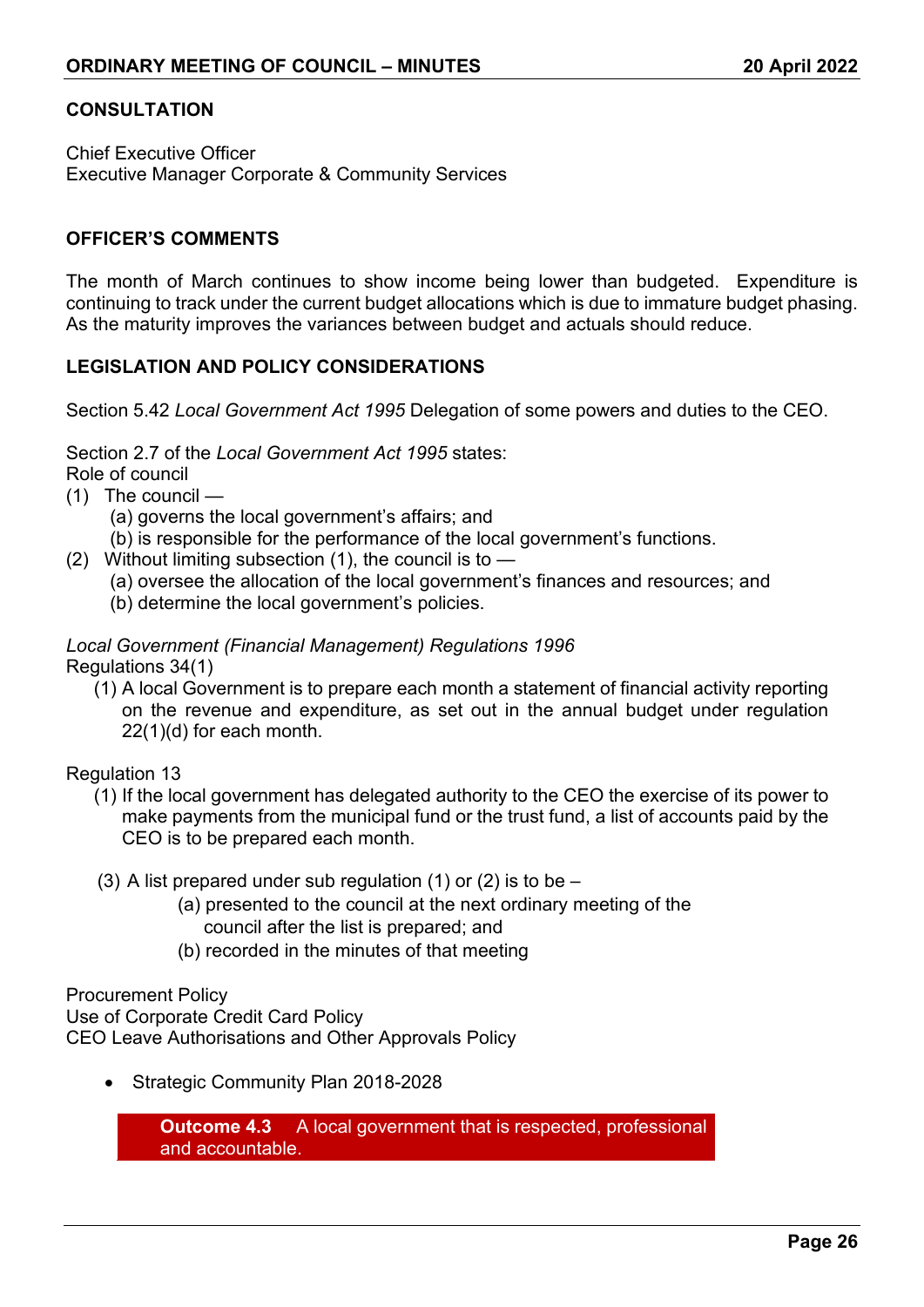## CONSULTATION

Chief Executive Officer
Executive Manager Corporate & Community Services

## OFFICER'S COMMENTS

The month of March continues to show income being lower than budgeted. Expenditure is continuing to track under the current budget allocations which is due to immature budget phasing. As the maturity improves the variances between budget and actuals should reduce.

## LEGISLATION AND POLICY CONSIDERATIONS

Section 5.42 *Local Government Act 1995* Delegation of some powers and duties to the CEO.

Section 2.7 of the *Local Government Act 1995* states:
Role of council

(1) The council —
  (a) governs the local government's affairs; and
  (b) is responsible for the performance of the local government's functions.

(2) Without limiting subsection (1), the council is to —
  (a) oversee the allocation of the local government's finances and resources; and
  (b) determine the local government's policies.

*Local Government (Financial Management) Regulations 1996*
Regulations 34(1)

(1) A local Government is to prepare each month a statement of financial activity reporting on the revenue and expenditure, as set out in the annual budget under regulation 22(1)(d) for each month.

Regulation 13

(1) If the local government has delegated authority to the CEO the exercise of its power to make payments from the municipal fund or the trust fund, a list of accounts paid by the CEO is to be prepared each month.

(3) A list prepared under sub regulation (1) or (2) is to be –
  (a) presented to the council at the next ordinary meeting of the council after the list is prepared; and
  (b) recorded in the minutes of that meeting

Procurement Policy
Use of Corporate Credit Card Policy
CEO Leave Authorisations and Other Approvals Policy

- Strategic Community Plan 2018-2028

**Outcome 4.3** A local government that is respected, professional and accountable.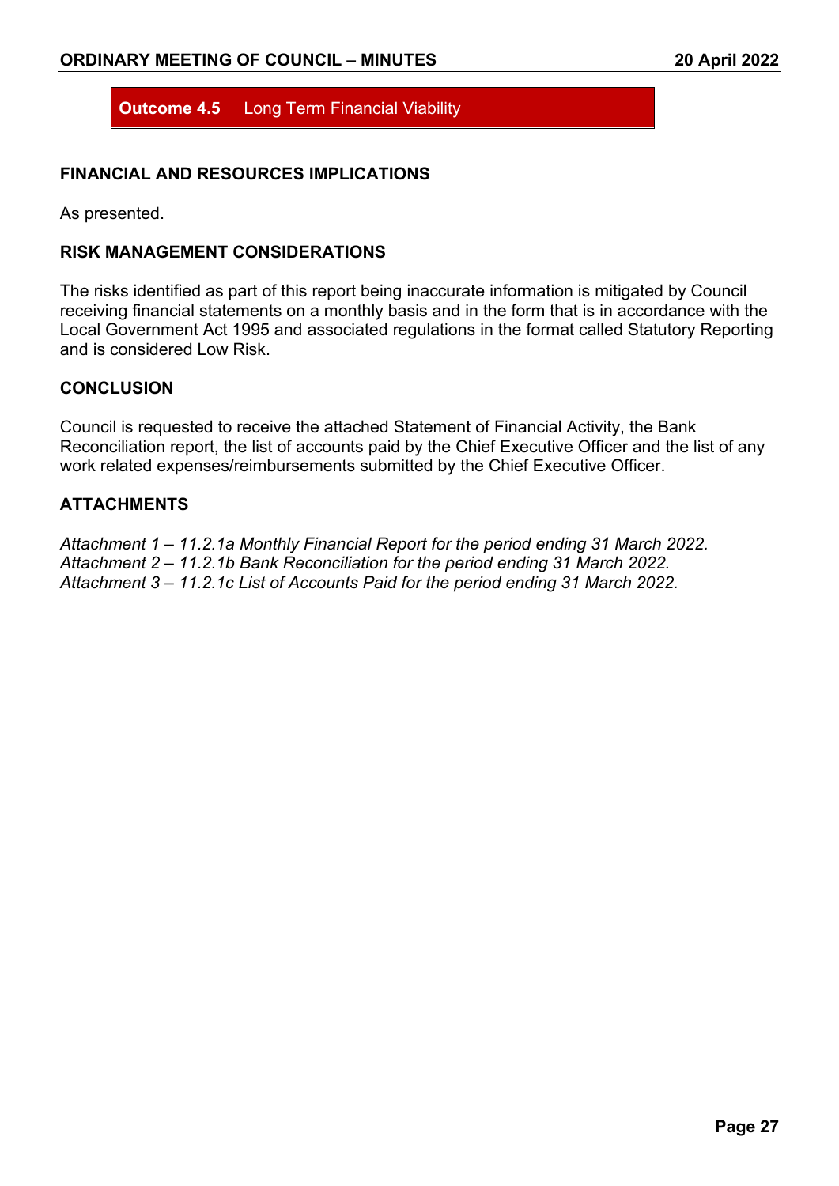**Outcome 4.5** Long Term Financial Viability

### FINANCIAL AND RESOURCES IMPLICATIONS

As presented.

### RISK MANAGEMENT CONSIDERATIONS

The risks identified as part of this report being inaccurate information is mitigated by Council receiving financial statements on a monthly basis and in the form that is in accordance with the Local Government Act 1995 and associated regulations in the format called Statutory Reporting and is considered Low Risk.

### CONCLUSION

Council is requested to receive the attached Statement of Financial Activity, the Bank Reconciliation report, the list of accounts paid by the Chief Executive Officer and the list of any work related expenses/reimbursements submitted by the Chief Executive Officer.

### ATTACHMENTS

*Attachment 1 – 11.2.1a Monthly Financial Report for the period ending 31 March 2022.*
*Attachment 2 – 11.2.1b Bank Reconciliation for the period ending 31 March 2022.*
*Attachment 3 – 11.2.1c List of Accounts Paid for the period ending 31 March 2022.*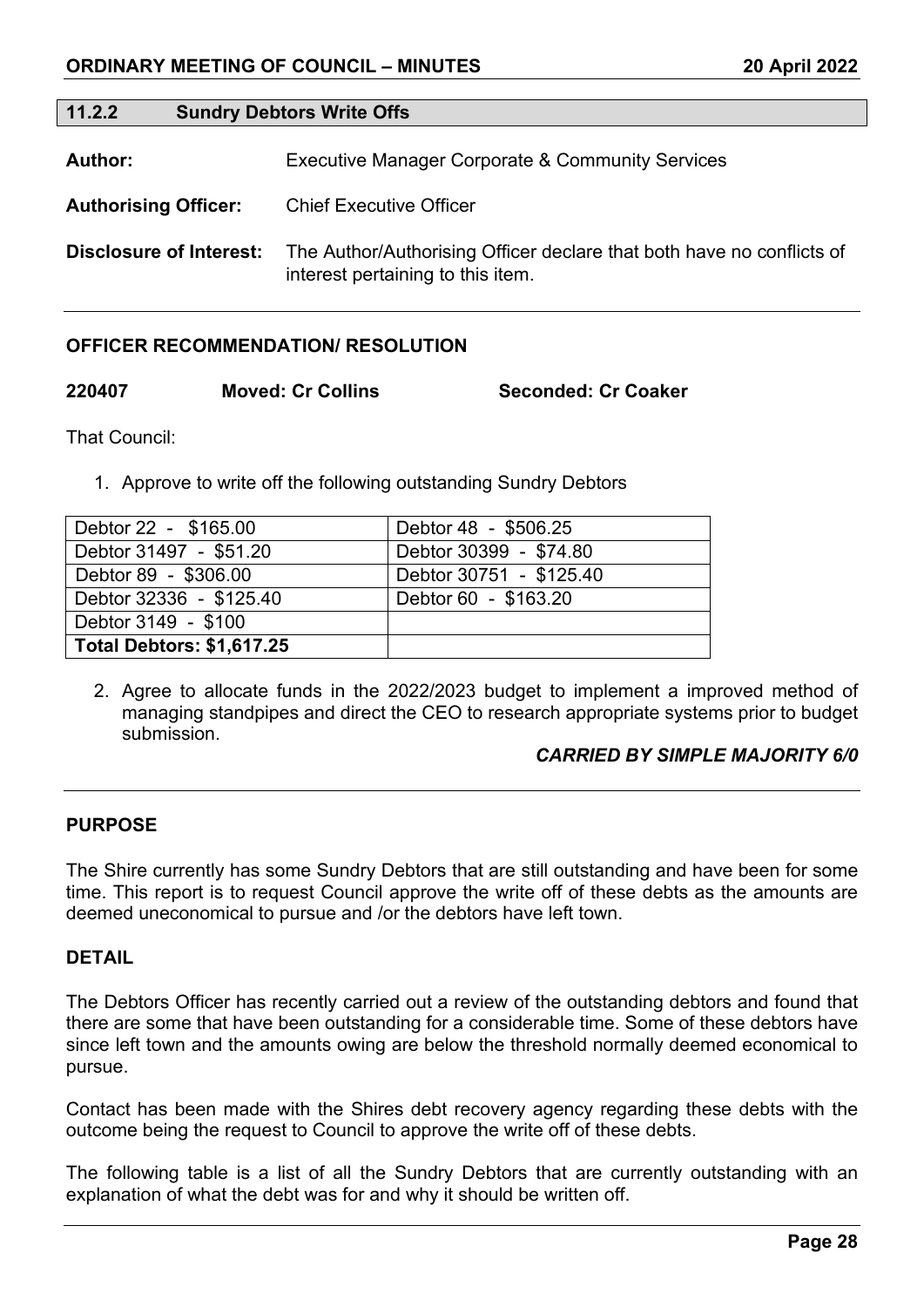## 11.2.2 Sundry Debtors Write Offs

**Author:** Executive Manager Corporate & Community Services

**Authorising Officer:** Chief Executive Officer

**Disclosure of Interest:** The Author/Authorising Officer declare that both have no conflicts of interest pertaining to this item.

### OFFICER RECOMMENDATION/ RESOLUTION

**220407 Moved: Cr Collins Seconded: Cr Coaker**

That Council:

1. Approve to write off the following outstanding Sundry Debtors

| Debtor 22 - $165.00 | Debtor 48 - $506.25 |
|---|---|
| Debtor 31497 - $51.20 | Debtor 30399 - $74.80 |
| Debtor 89 - $306.00 | Debtor 30751 - $125.40 |
| Debtor 32336 - $125.40 | Debtor 60 - $163.20 |
| Debtor 3149 - $100 | |
| **Total Debtors: $1,617.25** | |

2. Agree to allocate funds in the 2022/2023 budget to implement a improved method of managing standpipes and direct the CEO to research appropriate systems prior to budget submission.

***CARRIED BY SIMPLE MAJORITY 6/0***

### PURPOSE

The Shire currently has some Sundry Debtors that are still outstanding and have been for some time. This report is to request Council approve the write off of these debts as the amounts are deemed uneconomical to pursue and /or the debtors have left town.

### DETAIL

The Debtors Officer has recently carried out a review of the outstanding debtors and found that there are some that have been outstanding for a considerable time. Some of these debtors have since left town and the amounts owing are below the threshold normally deemed economical to pursue.

Contact has been made with the Shires debt recovery agency regarding these debts with the outcome being the request to Council to approve the write off of these debts.

The following table is a list of all the Sundry Debtors that are currently outstanding with an explanation of what the debt was for and why it should be written off.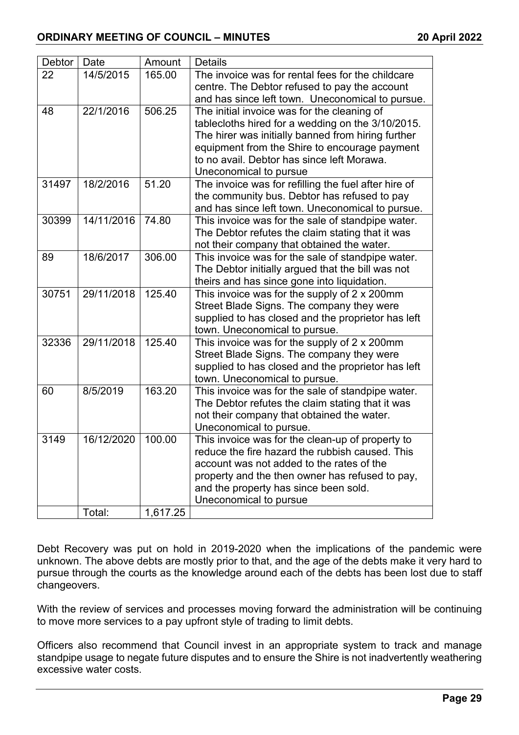| Debtor | Date | Amount | Details |
|---|---|---|---|
| 22 | 14/5/2015 | 165.00 | The invoice was for rental fees for the childcare centre. The Debtor refused to pay the account and has since left town. Uneconomical to pursue. |
| 48 | 22/1/2016 | 506.25 | The initial invoice was for the cleaning of tablecloths hired for a wedding on the 3/10/2015. The hirer was initially banned from hiring further equipment from the Shire to encourage payment to no avail. Debtor has since left Morawa. Uneconomical to pursue |
| 31497 | 18/2/2016 | 51.20 | The invoice was for refilling the fuel after hire of the community bus. Debtor has refused to pay and has since left town. Uneconomical to pursue. |
| 30399 | 14/11/2016 | 74.80 | This invoice was for the sale of standpipe water. The Debtor refutes the claim stating that it was not their company that obtained the water. |
| 89 | 18/6/2017 | 306.00 | This invoice was for the sale of standpipe water. The Debtor initially argued that the bill was not theirs and has since gone into liquidation. |
| 30751 | 29/11/2018 | 125.40 | This invoice was for the supply of 2 x 200mm Street Blade Signs. The company they were supplied to has closed and the proprietor has left town. Uneconomical to pursue. |
| 32336 | 29/11/2018 | 125.40 | This invoice was for the supply of 2 x 200mm Street Blade Signs. The company they were supplied to has closed and the proprietor has left town. Uneconomical to pursue. |
| 60 | 8/5/2019 | 163.20 | This invoice was for the sale of standpipe water. The Debtor refutes the claim stating that it was not their company that obtained the water. Uneconomical to pursue. |
| 3149 | 16/12/2020 | 100.00 | This invoice was for the clean-up of property to reduce the fire hazard the rubbish caused. This account was not added to the rates of the property and the then owner has refused to pay, and the property has since been sold. Uneconomical to pursue |
| | Total: | 1,617.25 | |

Debt Recovery was put on hold in 2019-2020 when the implications of the pandemic were unknown. The above debts are mostly prior to that, and the age of the debts make it very hard to pursue through the courts as the knowledge around each of the debts has been lost due to staff changeovers.

With the review of services and processes moving forward the administration will be continuing to move more services to a pay upfront style of trading to limit debts.

Officers also recommend that Council invest in an appropriate system to track and manage standpipe usage to negate future disputes and to ensure the Shire is not inadvertently weathering excessive water costs.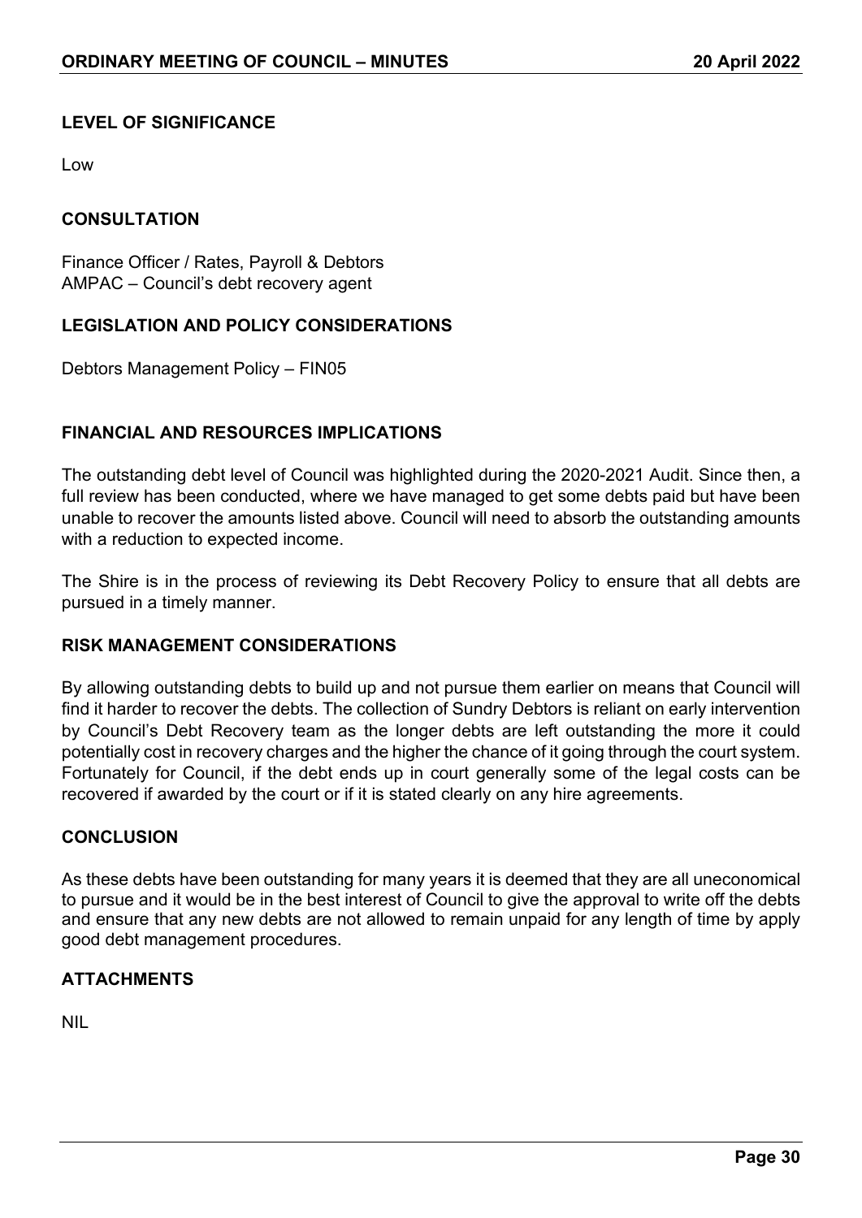## LEVEL OF SIGNIFICANCE

Low

## CONSULTATION

Finance Officer / Rates, Payroll & Debtors
AMPAC – Council's debt recovery agent

## LEGISLATION AND POLICY CONSIDERATIONS

Debtors Management Policy – FIN05

## FINANCIAL AND RESOURCES IMPLICATIONS

The outstanding debt level of Council was highlighted during the 2020-2021 Audit. Since then, a full review has been conducted, where we have managed to get some debts paid but have been unable to recover the amounts listed above. Council will need to absorb the outstanding amounts with a reduction to expected income.

The Shire is in the process of reviewing its Debt Recovery Policy to ensure that all debts are pursued in a timely manner.

## RISK MANAGEMENT CONSIDERATIONS

By allowing outstanding debts to build up and not pursue them earlier on means that Council will find it harder to recover the debts. The collection of Sundry Debtors is reliant on early intervention by Council's Debt Recovery team as the longer debts are left outstanding the more it could potentially cost in recovery charges and the higher the chance of it going through the court system. Fortunately for Council, if the debt ends up in court generally some of the legal costs can be recovered if awarded by the court or if it is stated clearly on any hire agreements.

## CONCLUSION

As these debts have been outstanding for many years it is deemed that they are all uneconomical to pursue and it would be in the best interest of Council to give the approval to write off the debts and ensure that any new debts are not allowed to remain unpaid for any length of time by apply good debt management procedures.

## ATTACHMENTS

NIL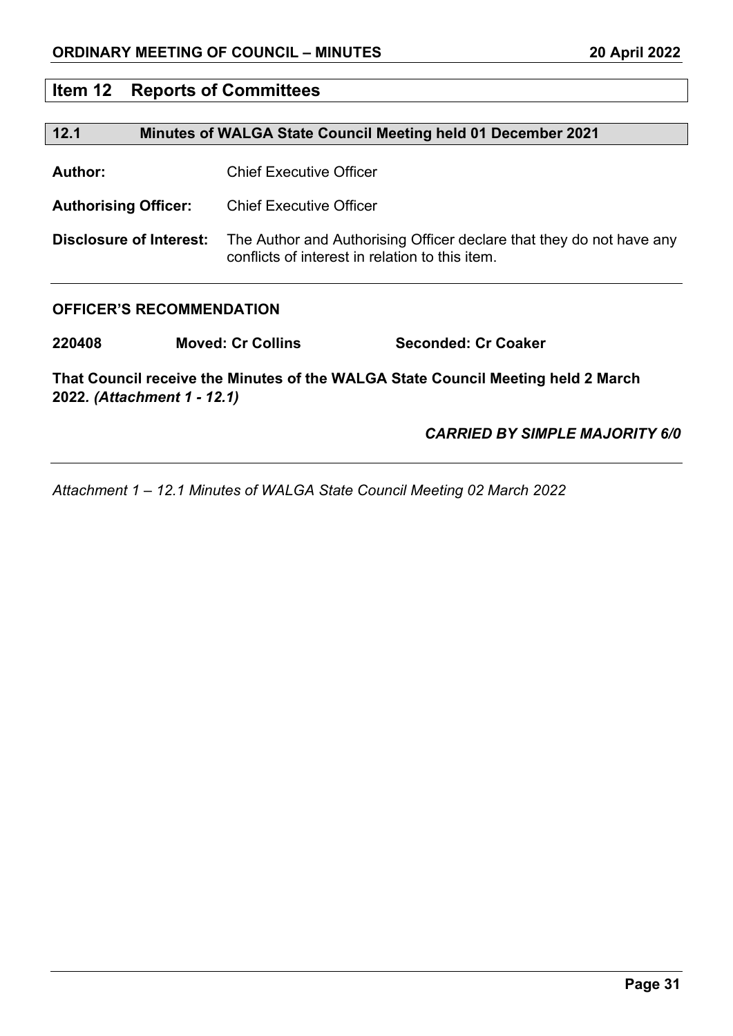## Item 12 Reports of Committees

### 12.1 Minutes of WALGA State Council Meeting held 01 December 2021

**Author:** Chief Executive Officer

**Authorising Officer:** Chief Executive Officer

**Disclosure of Interest:** The Author and Authorising Officer declare that they do not have any conflicts of interest in relation to this item.

**OFFICER'S RECOMMENDATION**

**220408 Moved: Cr Collins Seconded: Cr Coaker**

**That Council receive the Minutes of the WALGA State Council Meeting held 2 March 2022. *(Attachment 1 - 12.1)***

***CARRIED BY SIMPLE MAJORITY 6/0***

*Attachment 1 – 12.1 Minutes of WALGA State Council Meeting 02 March 2022*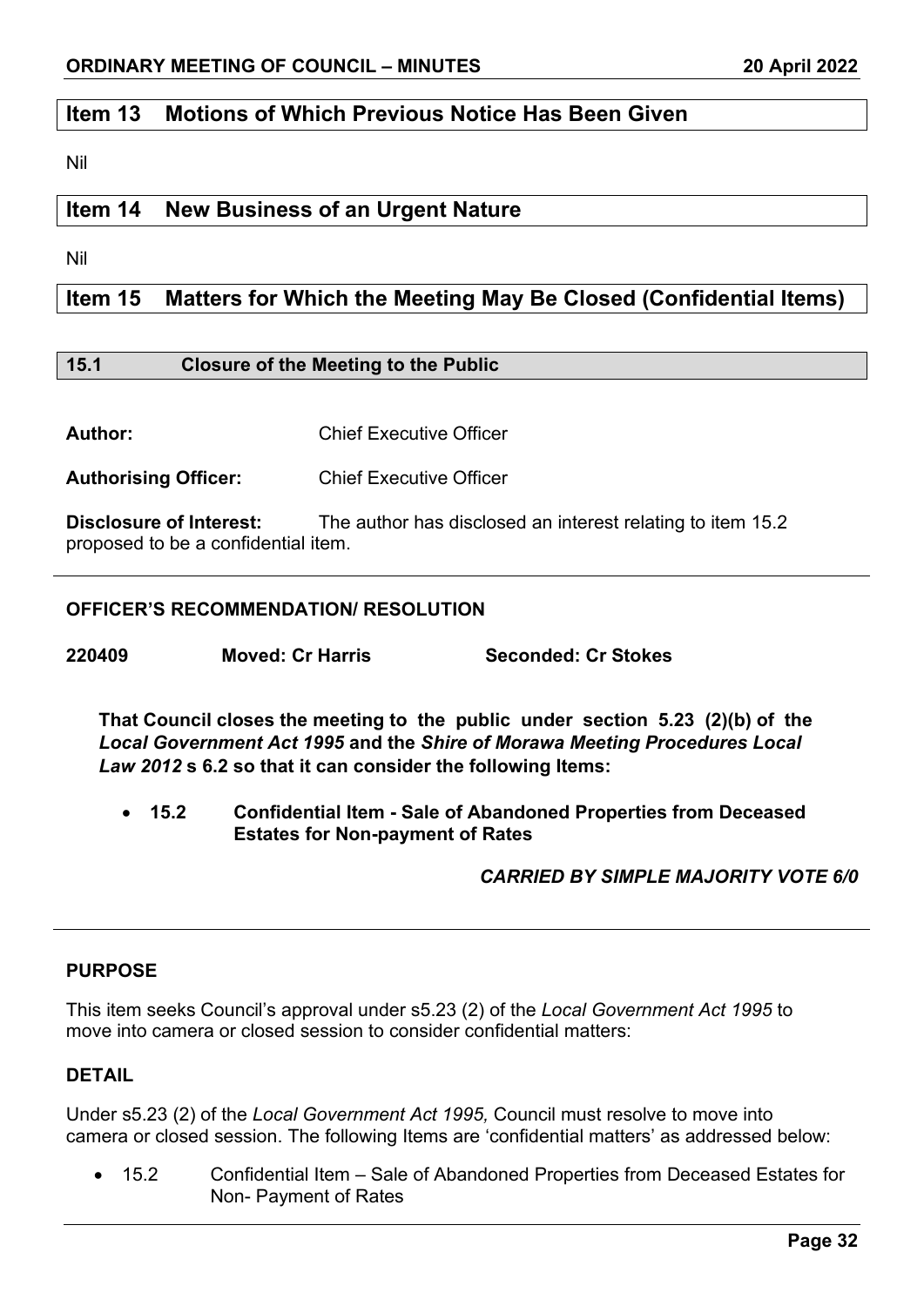## Item 13 Motions of Which Previous Notice Has Been Given

Nil

## Item 14 New Business of an Urgent Nature

Nil

## Item 15 Matters for Which the Meeting May Be Closed (Confidential Items)

### 15.1 Closure of the Meeting to the Public

**Author:** Chief Executive Officer

**Authorising Officer:** Chief Executive Officer

**Disclosure of Interest:** The author has disclosed an interest relating to item 15.2 proposed to be a confidential item.

---

**OFFICER'S RECOMMENDATION/ RESOLUTION**

**220409 Moved: Cr Harris Seconded: Cr Stokes**

**That Council closes the meeting to the public under section 5.23 (2)(b) of the *Local Government Act 1995* and the *Shire of Morawa Meeting Procedures Local Law 2012* s 6.2 so that it can consider the following Items:**

- **15.2 Confidential Item - Sale of Abandoned Properties from Deceased Estates for Non-payment of Rates**

***CARRIED BY SIMPLE MAJORITY VOTE 6/0***

---

**PURPOSE**

This item seeks Council's approval under s5.23 (2) of the *Local Government Act 1995* to move into camera or closed session to consider confidential matters:

**DETAIL**

Under s5.23 (2) of the *Local Government Act 1995,* Council must resolve to move into camera or closed session. The following Items are 'confidential matters' as addressed below:

- 15.2 Confidential Item – Sale of Abandoned Properties from Deceased Estates for Non- Payment of Rates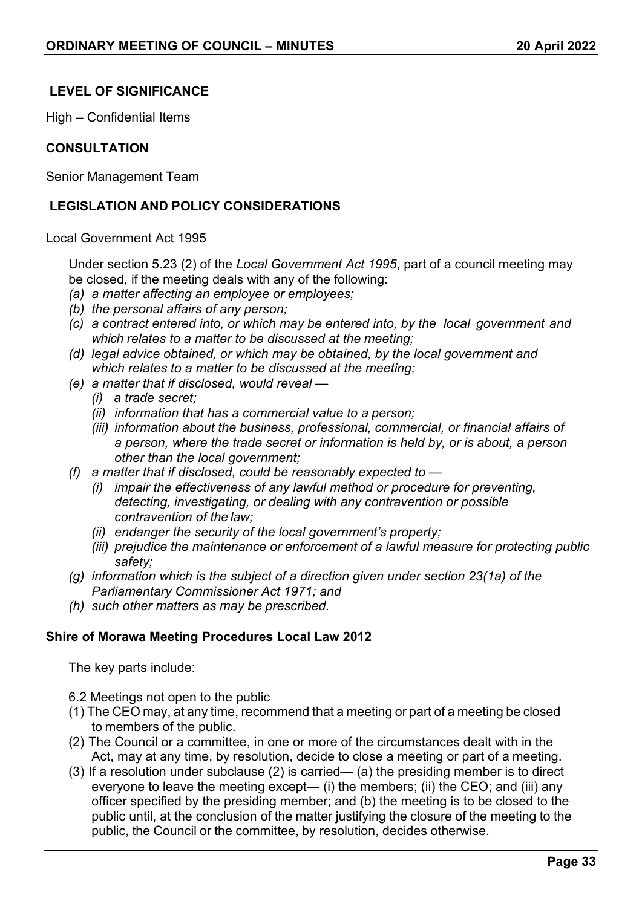## LEVEL OF SIGNIFICANCE

High – Confidential Items

## CONSULTATION

Senior Management Team

## LEGISLATION AND POLICY CONSIDERATIONS

Local Government Act 1995

Under section 5.23 (2) of the *Local Government Act 1995*, part of a council meeting may be closed, if the meeting deals with any of the following:

- *(a) a matter affecting an employee or employees;*
- *(b) the personal affairs of any person;*
- *(c) a contract entered into, or which may be entered into, by the local government and which relates to a matter to be discussed at the meeting;*
- *(d) legal advice obtained, or which may be obtained, by the local government and which relates to a matter to be discussed at the meeting;*
- *(e) a matter that if disclosed, would reveal —*
  - *(i) a trade secret;*
  - *(ii) information that has a commercial value to a person;*
  - *(iii) information about the business, professional, commercial, or financial affairs of a person, where the trade secret or information is held by, or is about, a person other than the local government;*
- *(f) a matter that if disclosed, could be reasonably expected to —*
  - *(i) impair the effectiveness of any lawful method or procedure for preventing, detecting, investigating, or dealing with any contravention or possible contravention of the law;*
  - *(ii) endanger the security of the local government's property;*
  - *(iii) prejudice the maintenance or enforcement of a lawful measure for protecting public safety;*
- *(g) information which is the subject of a direction given under section 23(1a) of the Parliamentary Commissioner Act 1971; and*
- *(h) such other matters as may be prescribed.*

**Shire of Morawa Meeting Procedures Local Law 2012**

The key parts include:

6.2 Meetings not open to the public

(1) The CEO may, at any time, recommend that a meeting or part of a meeting be closed to members of the public.

(2) The Council or a committee, in one or more of the circumstances dealt with in the Act, may at any time, by resolution, decide to close a meeting or part of a meeting.

(3) If a resolution under subclause (2) is carried— (a) the presiding member is to direct everyone to leave the meeting except— (i) the members; (ii) the CEO; and (iii) any officer specified by the presiding member; and (b) the meeting is to be closed to the public until, at the conclusion of the matter justifying the closure of the meeting to the public, the Council or the committee, by resolution, decides otherwise.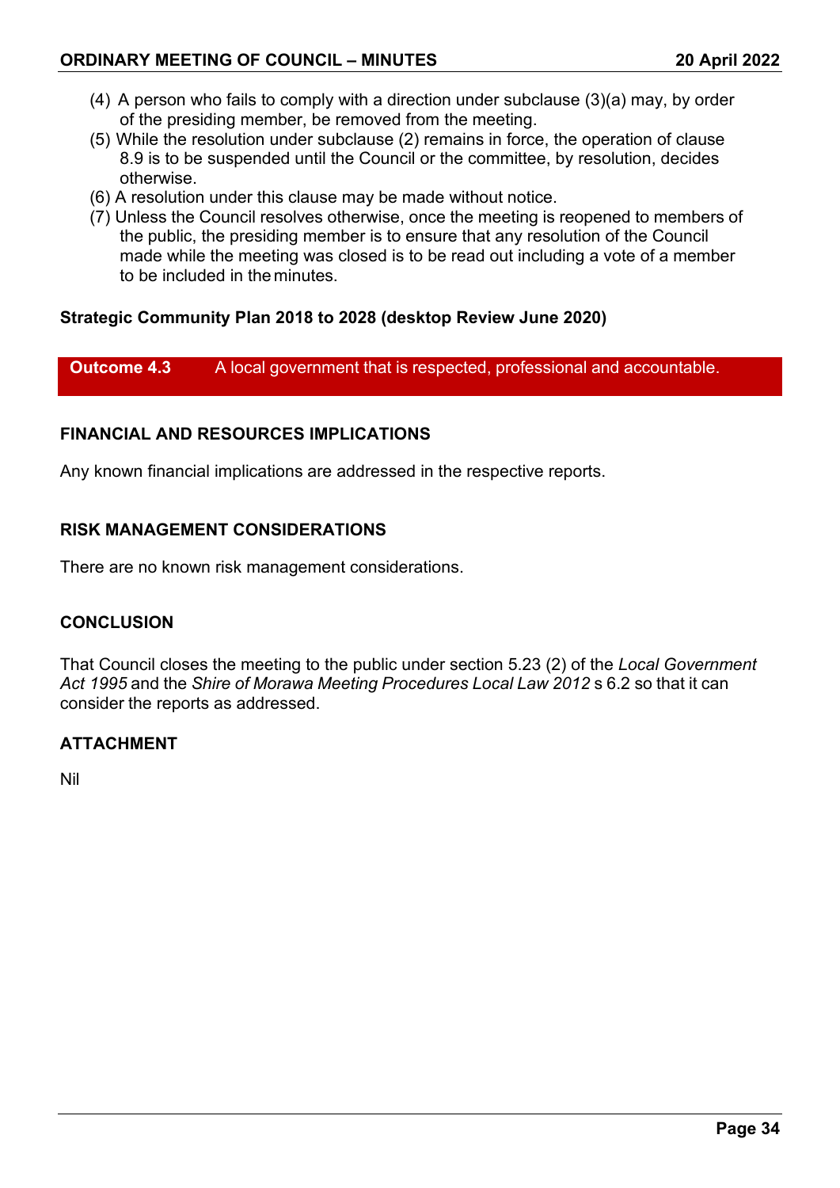(4) A person who fails to comply with a direction under subclause (3)(a) may, by order of the presiding member, be removed from the meeting.

(5) While the resolution under subclause (2) remains in force, the operation of clause 8.9 is to be suspended until the Council or the committee, by resolution, decides otherwise.

(6) A resolution under this clause may be made without notice.

(7) Unless the Council resolves otherwise, once the meeting is reopened to members of the public, the presiding member is to ensure that any resolution of the Council made while the meeting was closed is to be read out including a vote of a member to be included in the minutes.

**Strategic Community Plan 2018 to 2028 (desktop Review June 2020)**

| **Outcome 4.3** | A local government that is respected, professional and accountable. |
| --- | --- |

**FINANCIAL AND RESOURCES IMPLICATIONS**

Any known financial implications are addressed in the respective reports.

**RISK MANAGEMENT CONSIDERATIONS**

There are no known risk management considerations.

**CONCLUSION**

That Council closes the meeting to the public under section 5.23 (2) of the *Local Government Act 1995* and the *Shire of Morawa Meeting Procedures Local Law 2012* s 6.2 so that it can consider the reports as addressed.

**ATTACHMENT**

Nil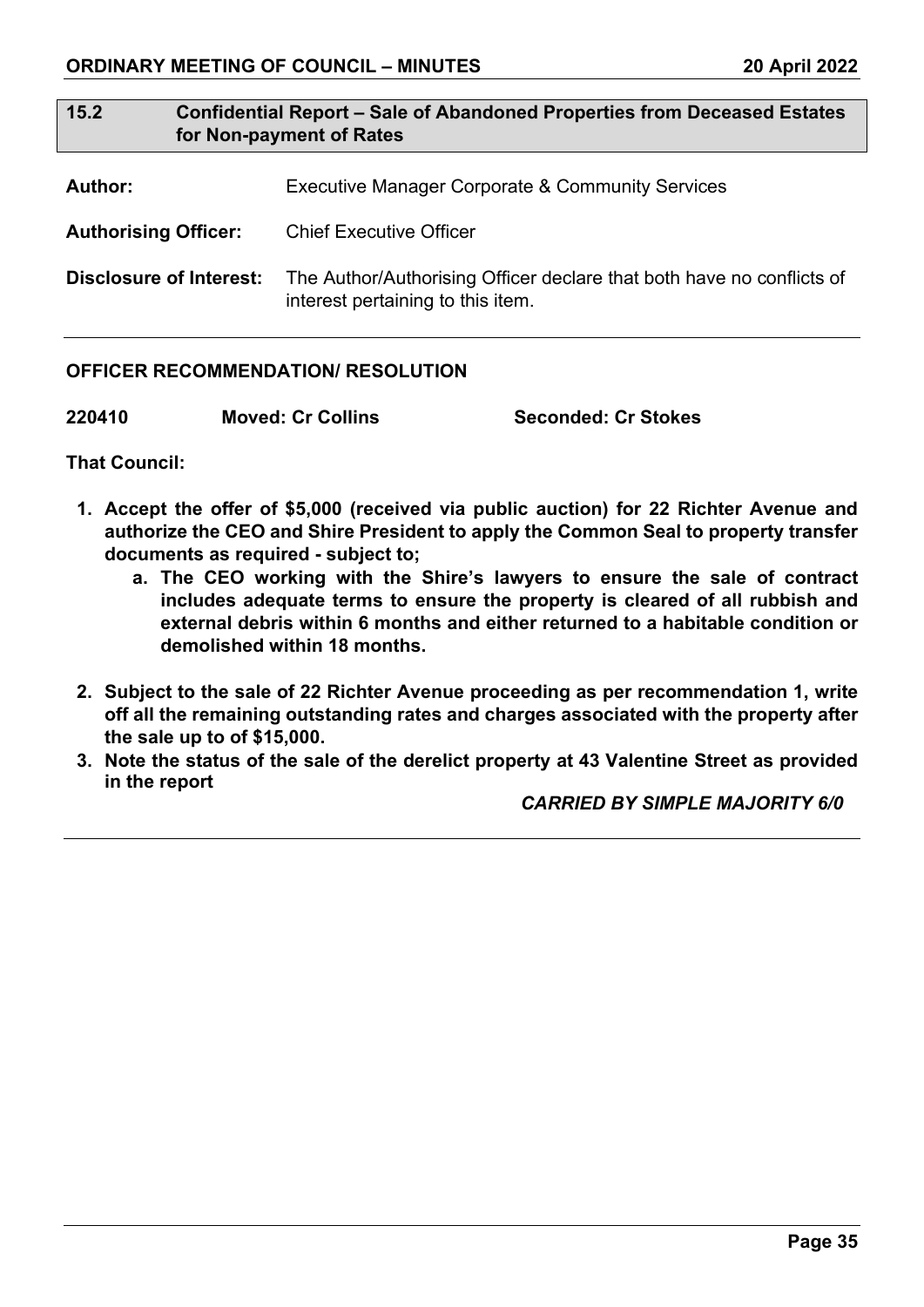## 15.2 Confidential Report – Sale of Abandoned Properties from Deceased Estates for Non-payment of Rates

**Author:** Executive Manager Corporate & Community Services

**Authorising Officer:** Chief Executive Officer

**Disclosure of Interest:** The Author/Authorising Officer declare that both have no conflicts of interest pertaining to this item.

---

**OFFICER RECOMMENDATION/ RESOLUTION**

**220410 Moved: Cr Collins Seconded: Cr Stokes**

**That Council:**

1. **Accept the offer of $5,000 (received via public auction) for 22 Richter Avenue and authorize the CEO and Shire President to apply the Common Seal to property transfer documents as required - subject to;**
   a. **The CEO working with the Shire's lawyers to ensure the sale of contract includes adequate terms to ensure the property is cleared of all rubbish and external debris within 6 months and either returned to a habitable condition or demolished within 18 months.**
2. **Subject to the sale of 22 Richter Avenue proceeding as per recommendation 1, write off all the remaining outstanding rates and charges associated with the property after the sale up to of $15,000.**
3. **Note the status of the sale of the derelict property at 43 Valentine Street as provided in the report**

***CARRIED BY SIMPLE MAJORITY 6/0***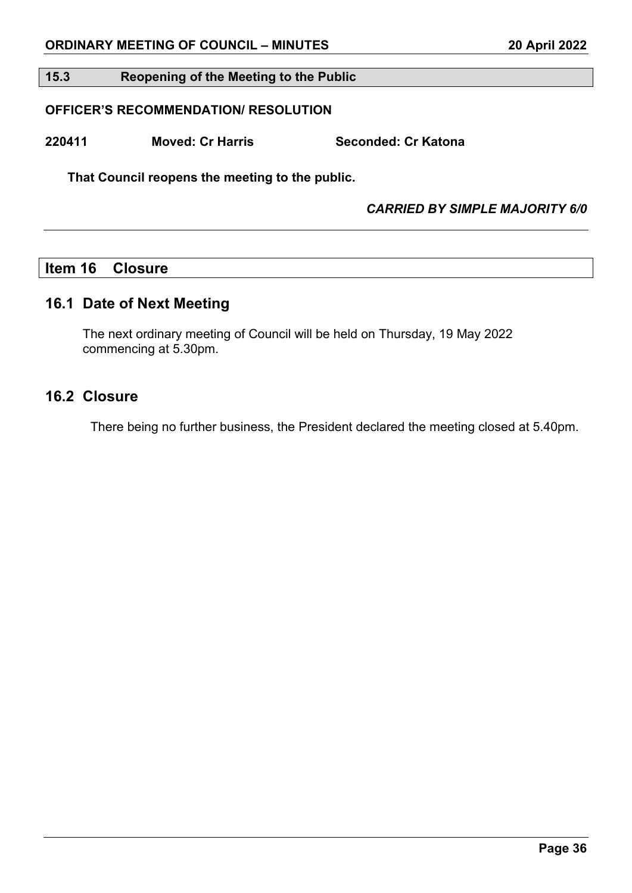## 15.3 Reopening of the Meeting to the Public

**OFFICER'S RECOMMENDATION/ RESOLUTION**

**220411 Moved: Cr Harris Seconded: Cr Katona**

**That Council reopens the meeting to the public.**

***CARRIED BY SIMPLE MAJORITY 6/0***

# Item 16 Closure

## 16.1 Date of Next Meeting

The next ordinary meeting of Council will be held on Thursday, 19 May 2022 commencing at 5.30pm.

## 16.2 Closure

There being no further business, the President declared the meeting closed at 5.40pm.